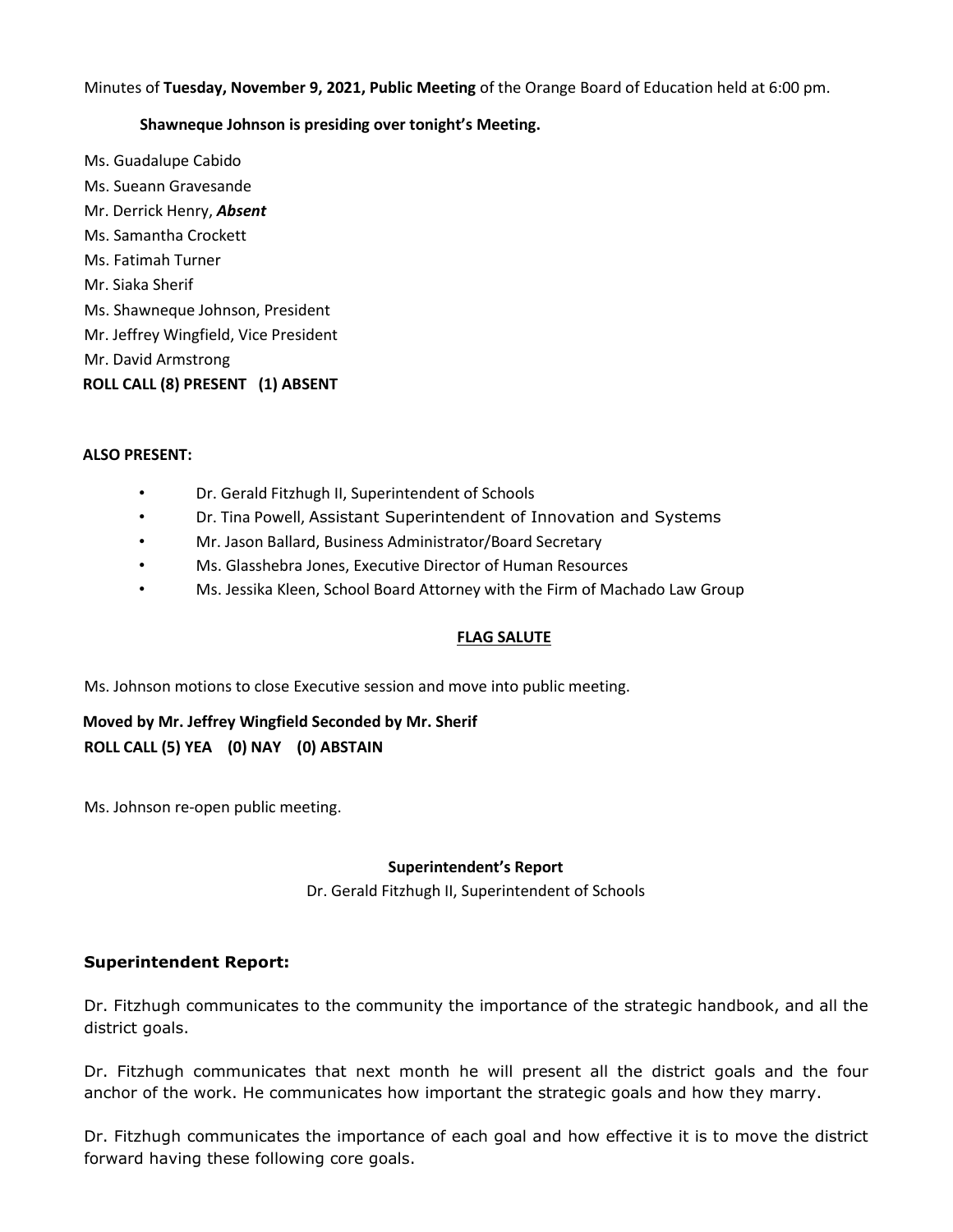Minutes of **Tuesday, November 9, 2021, Public Meeting** of the Orange Board of Education held at 6:00 pm.

**Shawneque Johnson is presiding over tonight's Meeting.**

Ms. Guadalupe Cabido
Ms. Sueann Gravesande
Mr. Derrick Henry, ***Absent***
Ms. Samantha Crockett
Ms. Fatimah Turner
Mr. Siaka Sherif
Ms. Shawneque Johnson, President
Mr. Jeffrey Wingfield, Vice President
Mr. David Armstrong
**ROLL CALL (8) PRESENT (1) ABSENT**

**ALSO PRESENT:**

- Dr. Gerald Fitzhugh II, Superintendent of Schools
- Dr. Tina Powell, Assistant Superintendent of Innovation and Systems
- Mr. Jason Ballard, Business Administrator/Board Secretary
- Ms. Glasshebra Jones, Executive Director of Human Resources
- Ms. Jessika Kleen, School Board Attorney with the Firm of Machado Law Group

**FLAG SALUTE**

Ms. Johnson motions to close Executive session and move into public meeting.

**Moved by Mr. Jeffrey Wingfield Seconded by Mr. Sherif**
**ROLL CALL (5) YEA (0) NAY (0) ABSTAIN**

Ms. Johnson re-open public meeting.

**Superintendent's Report**

Dr. Gerald Fitzhugh II, Superintendent of Schools

### Superintendent Report:

Dr. Fitzhugh communicates to the community the importance of the strategic handbook, and all the district goals.

Dr. Fitzhugh communicates that next month he will present all the district goals and the four anchor of the work. He communicates how important the strategic goals and how they marry.

Dr. Fitzhugh communicates the importance of each goal and how effective it is to move the district forward having these following core goals.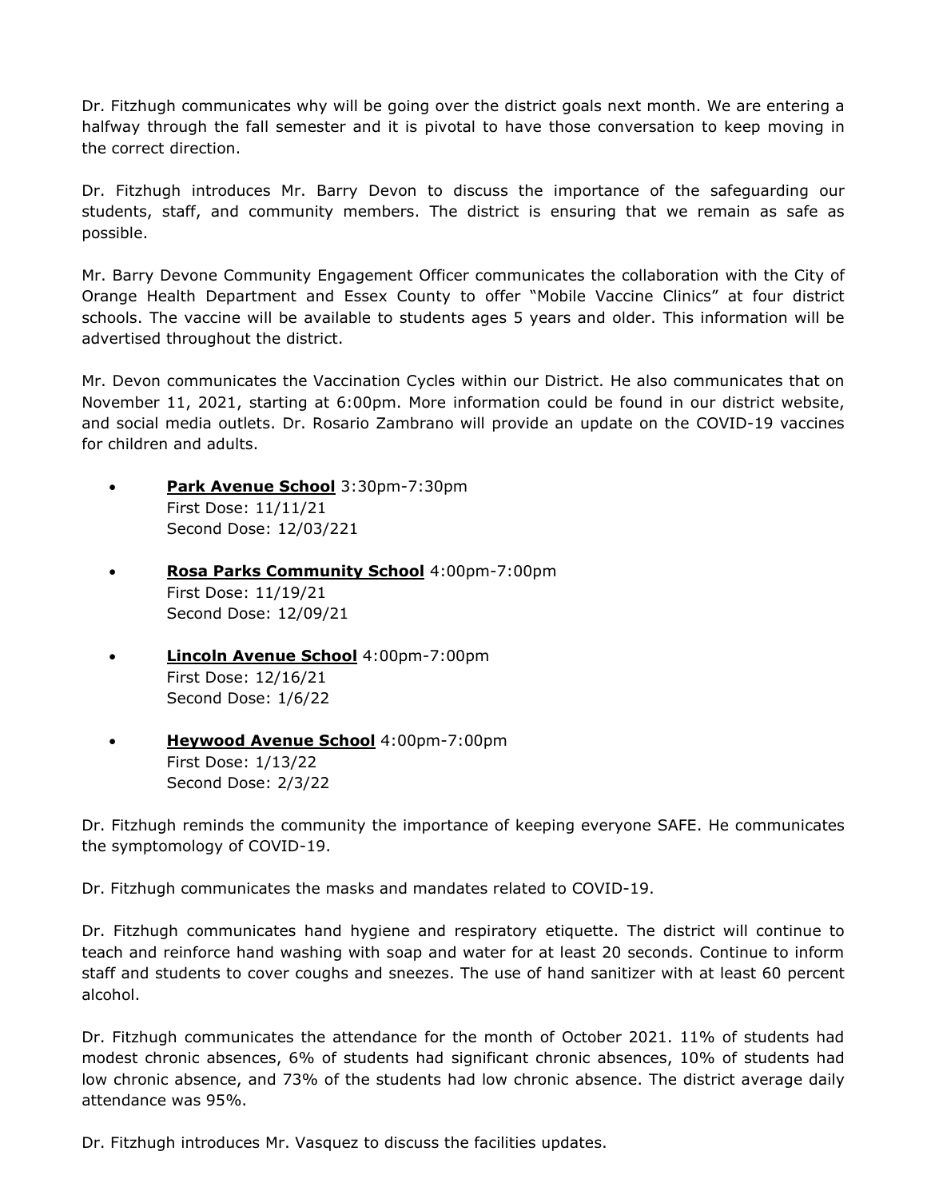Dr. Fitzhugh communicates why will be going over the district goals next month. We are entering a halfway through the fall semester and it is pivotal to have those conversation to keep moving in the correct direction.

Dr. Fitzhugh introduces Mr. Barry Devon to discuss the importance of the safeguarding our students, staff, and community members. The district is ensuring that we remain as safe as possible.

Mr. Barry Devone Community Engagement Officer communicates the collaboration with the City of Orange Health Department and Essex County to offer "Mobile Vaccine Clinics" at four district schools. The vaccine will be available to students ages 5 years and older. This information will be advertised throughout the district.

Mr. Devon communicates the Vaccination Cycles within our District. He also communicates that on November 11, 2021, starting at 6:00pm. More information could be found in our district website, and social media outlets. Dr. Rosario Zambrano will provide an update on the COVID-19 vaccines for children and adults.

- **Park Avenue School** 3:30pm-7:30pm
  First Dose: 11/11/21
  Second Dose: 12/03/221

- **Rosa Parks Community School** 4:00pm-7:00pm
  First Dose: 11/19/21
  Second Dose: 12/09/21

- **Lincoln Avenue School** 4:00pm-7:00pm
  First Dose: 12/16/21
  Second Dose: 1/6/22

- **Heywood Avenue School** 4:00pm-7:00pm
  First Dose: 1/13/22
  Second Dose: 2/3/22

Dr. Fitzhugh reminds the community the importance of keeping everyone SAFE. He communicates the symptomology of COVID-19.

Dr. Fitzhugh communicates the masks and mandates related to COVID-19.

Dr. Fitzhugh communicates hand hygiene and respiratory etiquette. The district will continue to teach and reinforce hand washing with soap and water for at least 20 seconds. Continue to inform staff and students to cover coughs and sneezes. The use of hand sanitizer with at least 60 percent alcohol.

Dr. Fitzhugh communicates the attendance for the month of October 2021. 11% of students had modest chronic absences, 6% of students had significant chronic absences, 10% of students had low chronic absence, and 73% of the students had low chronic absence. The district average daily attendance was 95%.

Dr. Fitzhugh introduces Mr. Vasquez to discuss the facilities updates.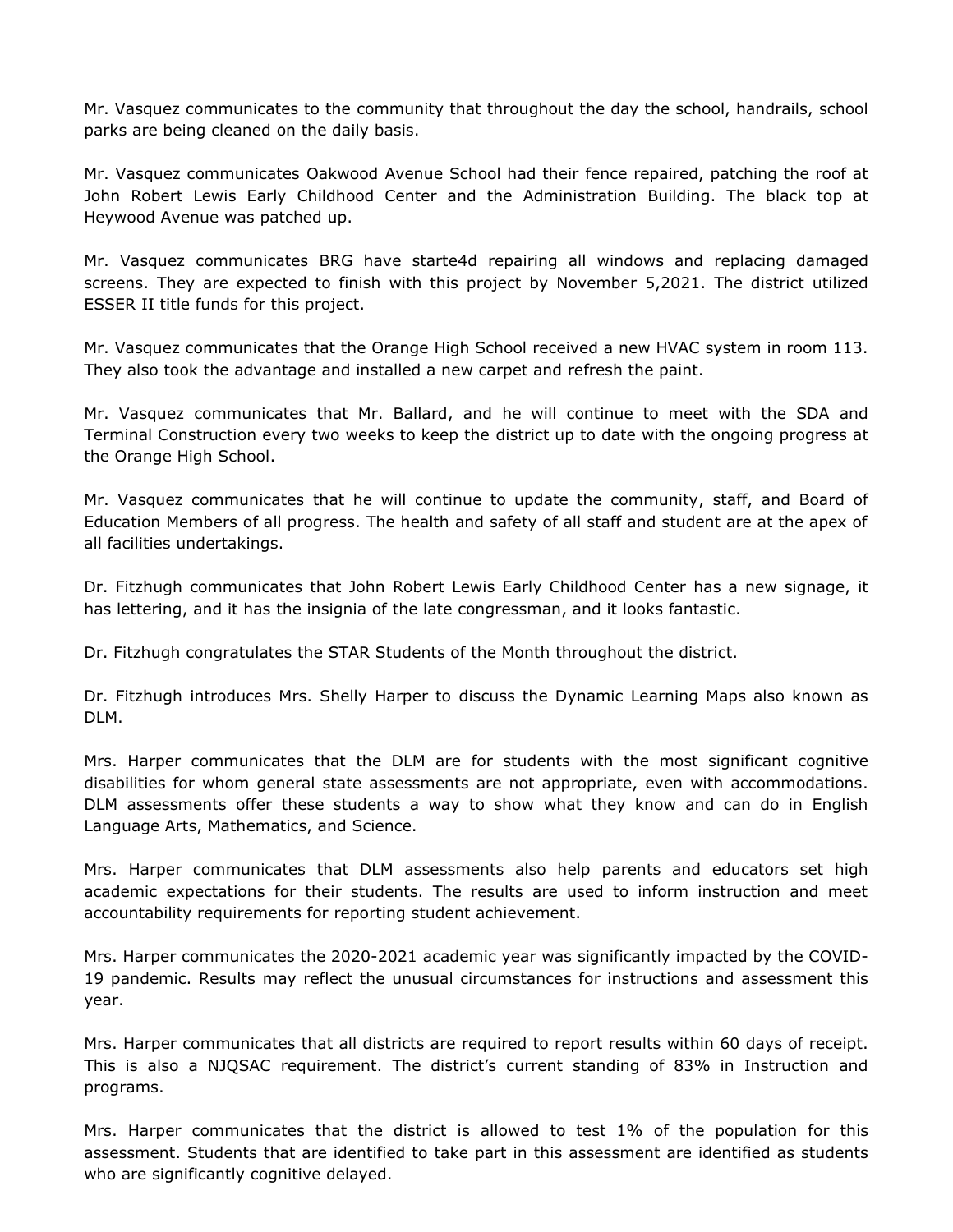Mr. Vasquez communicates to the community that throughout the day the school, handrails, school parks are being cleaned on the daily basis.

Mr. Vasquez communicates Oakwood Avenue School had their fence repaired, patching the roof at John Robert Lewis Early Childhood Center and the Administration Building. The black top at Heywood Avenue was patched up.

Mr. Vasquez communicates BRG have starte4d repairing all windows and replacing damaged screens. They are expected to finish with this project by November 5,2021. The district utilized ESSER II title funds for this project.

Mr. Vasquez communicates that the Orange High School received a new HVAC system in room 113. They also took the advantage and installed a new carpet and refresh the paint.

Mr. Vasquez communicates that Mr. Ballard, and he will continue to meet with the SDA and Terminal Construction every two weeks to keep the district up to date with the ongoing progress at the Orange High School.

Mr. Vasquez communicates that he will continue to update the community, staff, and Board of Education Members of all progress. The health and safety of all staff and student are at the apex of all facilities undertakings.

Dr. Fitzhugh communicates that John Robert Lewis Early Childhood Center has a new signage, it has lettering, and it has the insignia of the late congressman, and it looks fantastic.

Dr. Fitzhugh congratulates the STAR Students of the Month throughout the district.

Dr. Fitzhugh introduces Mrs. Shelly Harper to discuss the Dynamic Learning Maps also known as DLM.

Mrs. Harper communicates that the DLM are for students with the most significant cognitive disabilities for whom general state assessments are not appropriate, even with accommodations. DLM assessments offer these students a way to show what they know and can do in English Language Arts, Mathematics, and Science.

Mrs. Harper communicates that DLM assessments also help parents and educators set high academic expectations for their students. The results are used to inform instruction and meet accountability requirements for reporting student achievement.

Mrs. Harper communicates the 2020-2021 academic year was significantly impacted by the COVID-19 pandemic. Results may reflect the unusual circumstances for instructions and assessment this year.

Mrs. Harper communicates that all districts are required to report results within 60 days of receipt. This is also a NJQSAC requirement. The district's current standing of 83% in Instruction and programs.

Mrs. Harper communicates that the district is allowed to test 1% of the population for this assessment. Students that are identified to take part in this assessment are identified as students who are significantly cognitive delayed.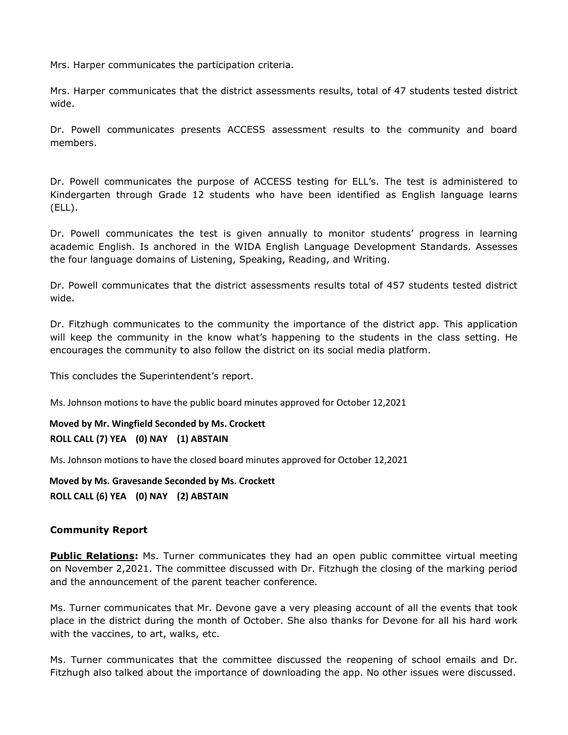Mrs. Harper communicates the participation criteria.

Mrs. Harper communicates that the district assessments results, total of 47 students tested district wide.

Dr. Powell communicates presents ACCESS assessment results to the community and board members.

Dr. Powell communicates the purpose of ACCESS testing for ELL's. The test is administered to Kindergarten through Grade 12 students who have been identified as English language learns (ELL).

Dr. Powell communicates the test is given annually to monitor students' progress in learning academic English. Is anchored in the WIDA English Language Development Standards. Assesses the four language domains of Listening, Speaking, Reading, and Writing.

Dr. Powell communicates that the district assessments results total of 457 students tested district wide.

Dr. Fitzhugh communicates to the community the importance of the district app. This application will keep the community in the know what's happening to the students in the class setting. He encourages the community to also follow the district on its social media platform.

This concludes the Superintendent's report.

Ms. Johnson motions to have the public board minutes approved for October 12,2021

**Moved by Mr. Wingfield Seconded by Ms. Crockett**
**ROLL CALL (7) YEA (0) NAY (1) ABSTAIN**

Ms. Johnson motions to have the closed board minutes approved for October 12,2021

**Moved by Ms. Gravesande Seconded by Ms. Crockett**
**ROLL CALL (6) YEA (0) NAY (2) ABSTAIN**

### Community Report

**Public Relations:** Ms. Turner communicates they had an open public committee virtual meeting on November 2,2021. The committee discussed with Dr. Fitzhugh the closing of the marking period and the announcement of the parent teacher conference.

Ms. Turner communicates that Mr. Devone gave a very pleasing account of all the events that took place in the district during the month of October. She also thanks for Devone for all his hard work with the vaccines, to art, walks, etc.

Ms. Turner communicates that the committee discussed the reopening of school emails and Dr. Fitzhugh also talked about the importance of downloading the app. No other issues were discussed.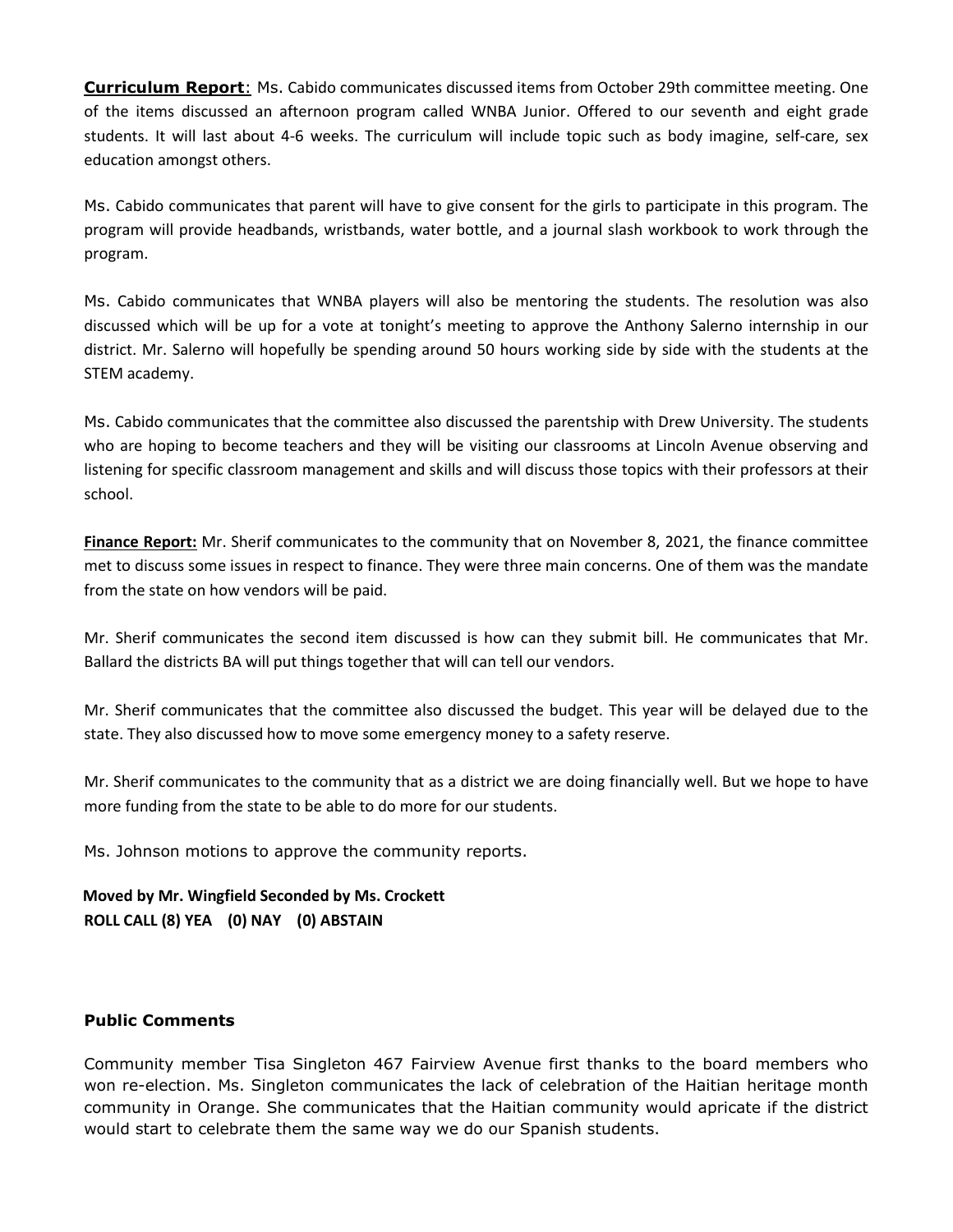**Curriculum Report**: Ms. Cabido communicates discussed items from October 29th committee meeting. One of the items discussed an afternoon program called WNBA Junior. Offered to our seventh and eight grade students. It will last about 4-6 weeks. The curriculum will include topic such as body imagine, self-care, sex education amongst others.

Ms. Cabido communicates that parent will have to give consent for the girls to participate in this program. The program will provide headbands, wristbands, water bottle, and a journal slash workbook to work through the program.

Ms. Cabido communicates that WNBA players will also be mentoring the students. The resolution was also discussed which will be up for a vote at tonight's meeting to approve the Anthony Salerno internship in our district. Mr. Salerno will hopefully be spending around 50 hours working side by side with the students at the STEM academy.

Ms. Cabido communicates that the committee also discussed the parentship with Drew University. The students who are hoping to become teachers and they will be visiting our classrooms at Lincoln Avenue observing and listening for specific classroom management and skills and will discuss those topics with their professors at their school.

**Finance Report:** Mr. Sherif communicates to the community that on November 8, 2021, the finance committee met to discuss some issues in respect to finance. They were three main concerns. One of them was the mandate from the state on how vendors will be paid.

Mr. Sherif communicates the second item discussed is how can they submit bill. He communicates that Mr. Ballard the districts BA will put things together that will can tell our vendors.

Mr. Sherif communicates that the committee also discussed the budget. This year will be delayed due to the state. They also discussed how to move some emergency money to a safety reserve.

Mr. Sherif communicates to the community that as a district we are doing financially well. But we hope to have more funding from the state to be able to do more for our students.

Ms. Johnson motions to approve the community reports.

**Moved by Mr. Wingfield Seconded by Ms. Crockett**
**ROLL CALL (8) YEA (0) NAY (0) ABSTAIN**

### Public Comments

Community member Tisa Singleton 467 Fairview Avenue first thanks to the board members who won re-election. Ms. Singleton communicates the lack of celebration of the Haitian heritage month community in Orange. She communicates that the Haitian community would apricate if the district would start to celebrate them the same way we do our Spanish students.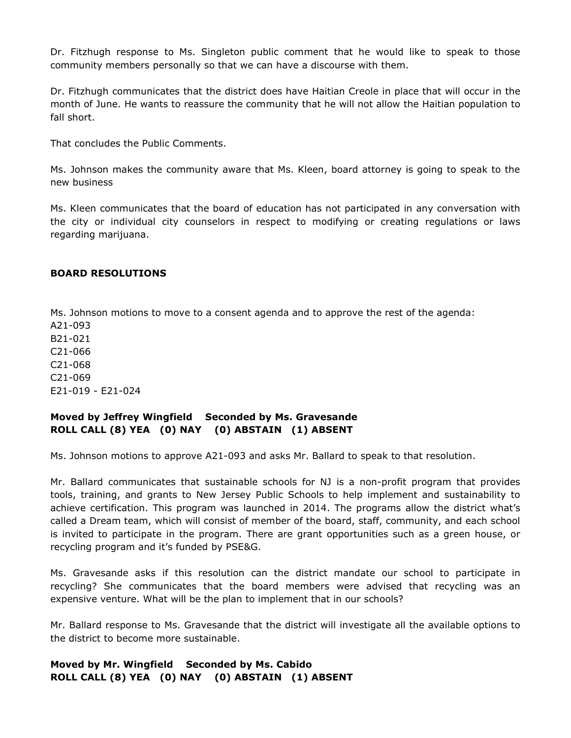Dr. Fitzhugh response to Ms. Singleton public comment that he would like to speak to those community members personally so that we can have a discourse with them.

Dr. Fitzhugh communicates that the district does have Haitian Creole in place that will occur in the month of June. He wants to reassure the community that he will not allow the Haitian population to fall short.

That concludes the Public Comments.

Ms. Johnson makes the community aware that Ms. Kleen, board attorney is going to speak to the new business

Ms. Kleen communicates that the board of education has not participated in any conversation with the city or individual city counselors in respect to modifying or creating regulations or laws regarding marijuana.

**BOARD RESOLUTIONS**

Ms. Johnson motions to move to a consent agenda and to approve the rest of the agenda:
A21-093
B21-021
C21-066
C21-068
C21-069
E21-019 - E21-024

**Moved by Jeffrey Wingfield Seconded by Ms. Gravesande**
**ROLL CALL (8) YEA (0) NAY (0) ABSTAIN (1) ABSENT**

Ms. Johnson motions to approve A21-093 and asks Mr. Ballard to speak to that resolution.

Mr. Ballard communicates that sustainable schools for NJ is a non-profit program that provides tools, training, and grants to New Jersey Public Schools to help implement and sustainability to achieve certification. This program was launched in 2014. The programs allow the district what's called a Dream team, which will consist of member of the board, staff, community, and each school is invited to participate in the program. There are grant opportunities such as a green house, or recycling program and it's funded by PSE&G.

Ms. Gravesande asks if this resolution can the district mandate our school to participate in recycling? She communicates that the board members were advised that recycling was an expensive venture. What will be the plan to implement that in our schools?

Mr. Ballard response to Ms. Gravesande that the district will investigate all the available options to the district to become more sustainable.

**Moved by Mr. Wingfield Seconded by Ms. Cabido**
**ROLL CALL (8) YEA (0) NAY (0) ABSTAIN (1) ABSENT**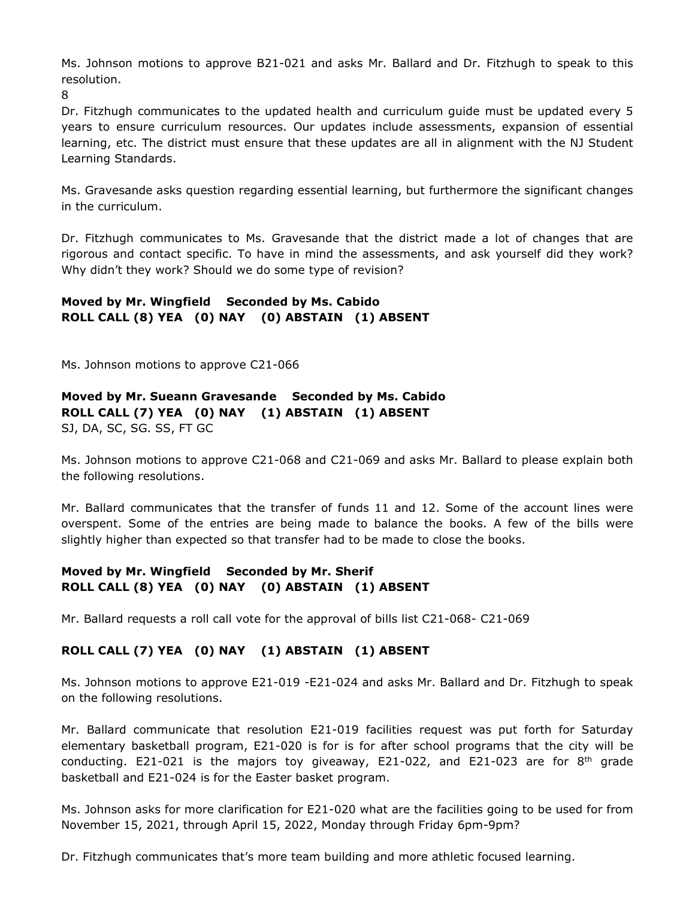Ms. Johnson motions to approve B21-021 and asks Mr. Ballard and Dr. Fitzhugh to speak to this resolution.

8

Dr. Fitzhugh communicates to the updated health and curriculum guide must be updated every 5 years to ensure curriculum resources. Our updates include assessments, expansion of essential learning, etc. The district must ensure that these updates are all in alignment with the NJ Student Learning Standards.

Ms. Gravesande asks question regarding essential learning, but furthermore the significant changes in the curriculum.

Dr. Fitzhugh communicates to Ms. Gravesande that the district made a lot of changes that are rigorous and contact specific. To have in mind the assessments, and ask yourself did they work? Why didn't they work? Should we do some type of revision?

**Moved by Mr. Wingfield    Seconded by Ms. Cabido**
**ROLL CALL (8) YEA   (0) NAY   (0) ABSTAIN   (1) ABSENT**

Ms. Johnson motions to approve C21-066

**Moved by Mr. Sueann Gravesande    Seconded by Ms. Cabido**
**ROLL CALL (7) YEA   (0) NAY   (1) ABSTAIN   (1) ABSENT**
SJ, DA, SC, SG. SS, FT GC

Ms. Johnson motions to approve C21-068 and C21-069 and asks Mr. Ballard to please explain both the following resolutions.

Mr. Ballard communicates that the transfer of funds 11 and 12. Some of the account lines were overspent. Some of the entries are being made to balance the books. A few of the bills were slightly higher than expected so that transfer had to be made to close the books.

**Moved by Mr. Wingfield    Seconded by Mr. Sherif**
**ROLL CALL (8) YEA   (0) NAY   (0) ABSTAIN   (1) ABSENT**

Mr. Ballard requests a roll call vote for the approval of bills list C21-068- C21-069

**ROLL CALL (7) YEA   (0) NAY   (1) ABSTAIN   (1) ABSENT**

Ms. Johnson motions to approve E21-019 -E21-024 and asks Mr. Ballard and Dr. Fitzhugh to speak on the following resolutions.

Mr. Ballard communicate that resolution E21-019 facilities request was put forth for Saturday elementary basketball program, E21-020 is for is for after school programs that the city will be conducting. E21-021 is the majors toy giveaway, E21-022, and E21-023 are for 8th grade basketball and E21-024 is for the Easter basket program.

Ms. Johnson asks for more clarification for E21-020 what are the facilities going to be used for from November 15, 2021, through April 15, 2022, Monday through Friday 6pm-9pm?

Dr. Fitzhugh communicates that's more team building and more athletic focused learning.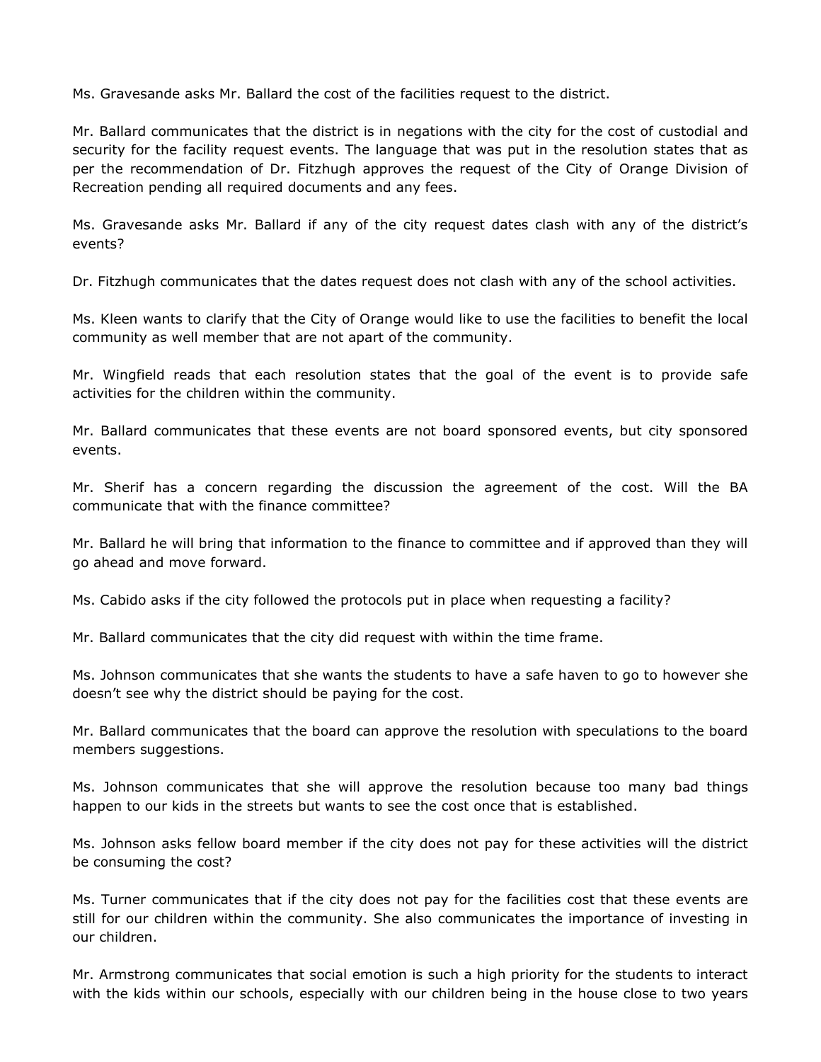Ms. Gravesande asks Mr. Ballard the cost of the facilities request to the district.

Mr. Ballard communicates that the district is in negations with the city for the cost of custodial and security for the facility request events. The language that was put in the resolution states that as per the recommendation of Dr. Fitzhugh approves the request of the City of Orange Division of Recreation pending all required documents and any fees.

Ms. Gravesande asks Mr. Ballard if any of the city request dates clash with any of the district's events?

Dr. Fitzhugh communicates that the dates request does not clash with any of the school activities.

Ms. Kleen wants to clarify that the City of Orange would like to use the facilities to benefit the local community as well member that are not apart of the community.

Mr. Wingfield reads that each resolution states that the goal of the event is to provide safe activities for the children within the community.

Mr. Ballard communicates that these events are not board sponsored events, but city sponsored events.

Mr. Sherif has a concern regarding the discussion the agreement of the cost. Will the BA communicate that with the finance committee?

Mr. Ballard he will bring that information to the finance to committee and if approved than they will go ahead and move forward.

Ms. Cabido asks if the city followed the protocols put in place when requesting a facility?

Mr. Ballard communicates that the city did request with within the time frame.

Ms. Johnson communicates that she wants the students to have a safe haven to go to however she doesn't see why the district should be paying for the cost.

Mr. Ballard communicates that the board can approve the resolution with speculations to the board members suggestions.

Ms. Johnson communicates that she will approve the resolution because too many bad things happen to our kids in the streets but wants to see the cost once that is established.

Ms. Johnson asks fellow board member if the city does not pay for these activities will the district be consuming the cost?

Ms. Turner communicates that if the city does not pay for the facilities cost that these events are still for our children within the community. She also communicates the importance of investing in our children.

Mr. Armstrong communicates that social emotion is such a high priority for the students to interact with the kids within our schools, especially with our children being in the house close to two years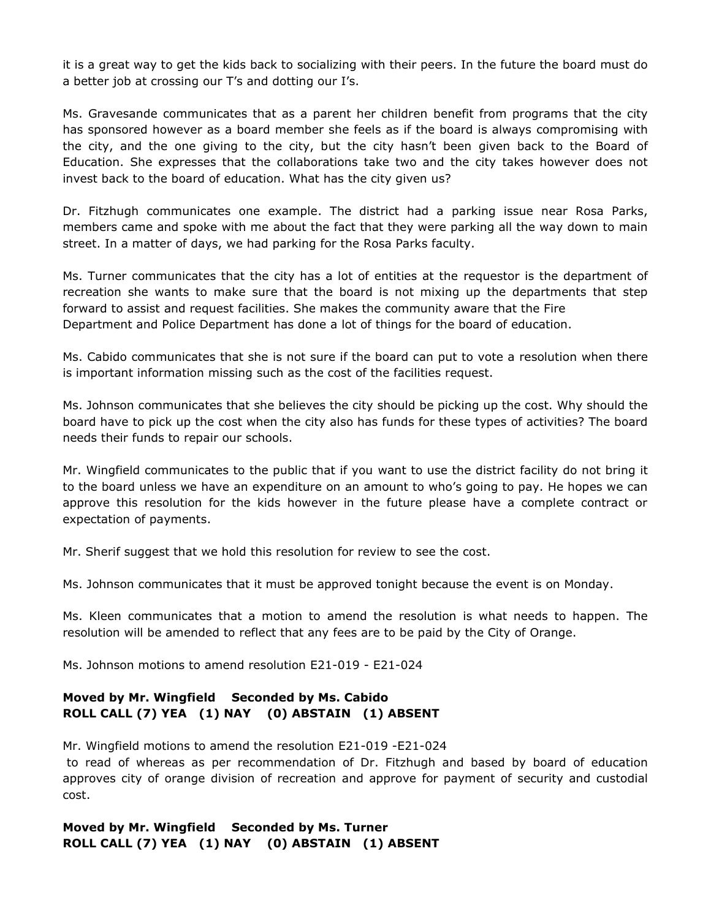it is a great way to get the kids back to socializing with their peers. In the future the board must do a better job at crossing our T's and dotting our I's.

Ms. Gravesande communicates that as a parent her children benefit from programs that the city has sponsored however as a board member she feels as if the board is always compromising with the city, and the one giving to the city, but the city hasn't been given back to the Board of Education. She expresses that the collaborations take two and the city takes however does not invest back to the board of education. What has the city given us?

Dr. Fitzhugh communicates one example. The district had a parking issue near Rosa Parks, members came and spoke with me about the fact that they were parking all the way down to main street. In a matter of days, we had parking for the Rosa Parks faculty.

Ms. Turner communicates that the city has a lot of entities at the requestor is the department of recreation she wants to make sure that the board is not mixing up the departments that step forward to assist and request facilities. She makes the community aware that the Fire Department and Police Department has done a lot of things for the board of education.

Ms. Cabido communicates that she is not sure if the board can put to vote a resolution when there is important information missing such as the cost of the facilities request.

Ms. Johnson communicates that she believes the city should be picking up the cost. Why should the board have to pick up the cost when the city also has funds for these types of activities? The board needs their funds to repair our schools.

Mr. Wingfield communicates to the public that if you want to use the district facility do not bring it to the board unless we have an expenditure on an amount to who's going to pay. He hopes we can approve this resolution for the kids however in the future please have a complete contract or expectation of payments.

Mr. Sherif suggest that we hold this resolution for review to see the cost.

Ms. Johnson communicates that it must be approved tonight because the event is on Monday.

Ms. Kleen communicates that a motion to amend the resolution is what needs to happen. The resolution will be amended to reflect that any fees are to be paid by the City of Orange.

Ms. Johnson motions to amend resolution E21-019 - E21-024

**Moved by Mr. Wingfield Seconded by Ms. Cabido**
**ROLL CALL (7) YEA (1) NAY (0) ABSTAIN (1) ABSENT**

Mr. Wingfield motions to amend the resolution E21-019 -E21-024 to read of whereas as per recommendation of Dr. Fitzhugh and based by board of education approves city of orange division of recreation and approve for payment of security and custodial cost.

**Moved by Mr. Wingfield Seconded by Ms. Turner**
**ROLL CALL (7) YEA (1) NAY (0) ABSTAIN (1) ABSENT**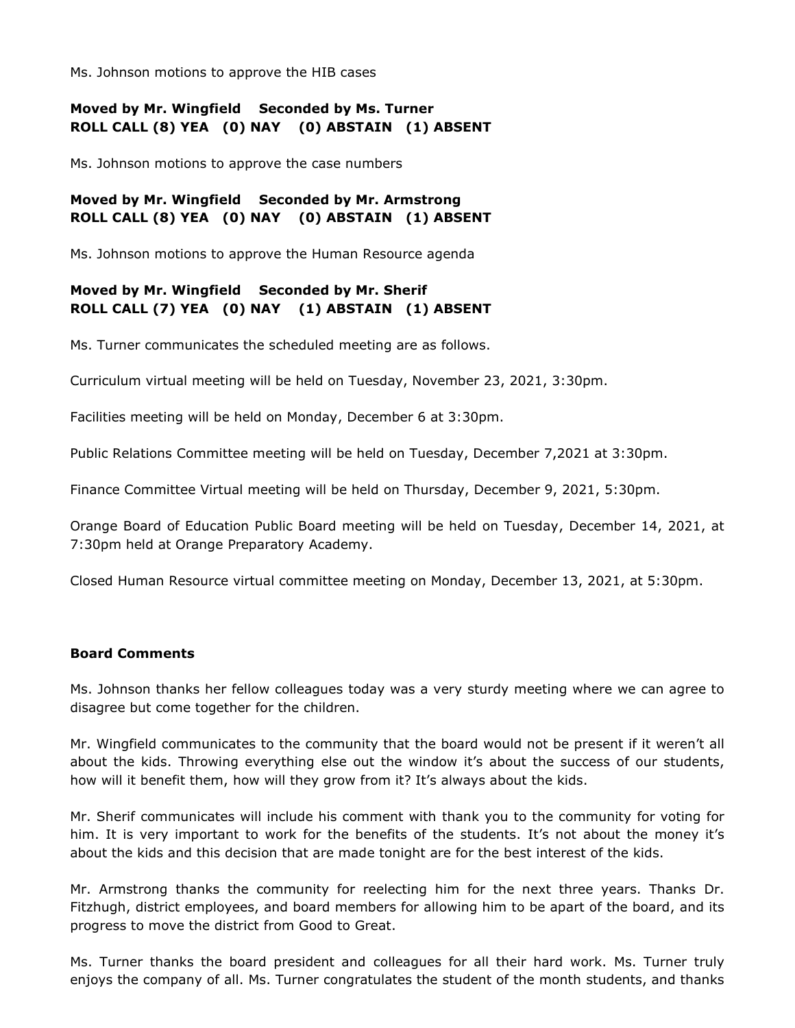Ms. Johnson motions to approve the HIB cases

**Moved by Mr. Wingfield Seconded by Ms. Turner**
**ROLL CALL (8) YEA (0) NAY (0) ABSTAIN (1) ABSENT**

Ms. Johnson motions to approve the case numbers

**Moved by Mr. Wingfield Seconded by Mr. Armstrong**
**ROLL CALL (8) YEA (0) NAY (0) ABSTAIN (1) ABSENT**

Ms. Johnson motions to approve the Human Resource agenda

**Moved by Mr. Wingfield Seconded by Mr. Sherif**
**ROLL CALL (7) YEA (0) NAY (1) ABSTAIN (1) ABSENT**

Ms. Turner communicates the scheduled meeting are as follows.

Curriculum virtual meeting will be held on Tuesday, November 23, 2021, 3:30pm.

Facilities meeting will be held on Monday, December 6 at 3:30pm.

Public Relations Committee meeting will be held on Tuesday, December 7,2021 at 3:30pm.

Finance Committee Virtual meeting will be held on Thursday, December 9, 2021, 5:30pm.

Orange Board of Education Public Board meeting will be held on Tuesday, December 14, 2021, at 7:30pm held at Orange Preparatory Academy.

Closed Human Resource virtual committee meeting on Monday, December 13, 2021, at 5:30pm.

**Board Comments**

Ms. Johnson thanks her fellow colleagues today was a very sturdy meeting where we can agree to disagree but come together for the children.

Mr. Wingfield communicates to the community that the board would not be present if it weren't all about the kids. Throwing everything else out the window it's about the success of our students, how will it benefit them, how will they grow from it? It's always about the kids.

Mr. Sherif communicates will include his comment with thank you to the community for voting for him. It is very important to work for the benefits of the students. It's not about the money it's about the kids and this decision that are made tonight are for the best interest of the kids.

Mr. Armstrong thanks the community for reelecting him for the next three years. Thanks Dr. Fitzhugh, district employees, and board members for allowing him to be apart of the board, and its progress to move the district from Good to Great.

Ms. Turner thanks the board president and colleagues for all their hard work. Ms. Turner truly enjoys the company of all. Ms. Turner congratulates the student of the month students, and thanks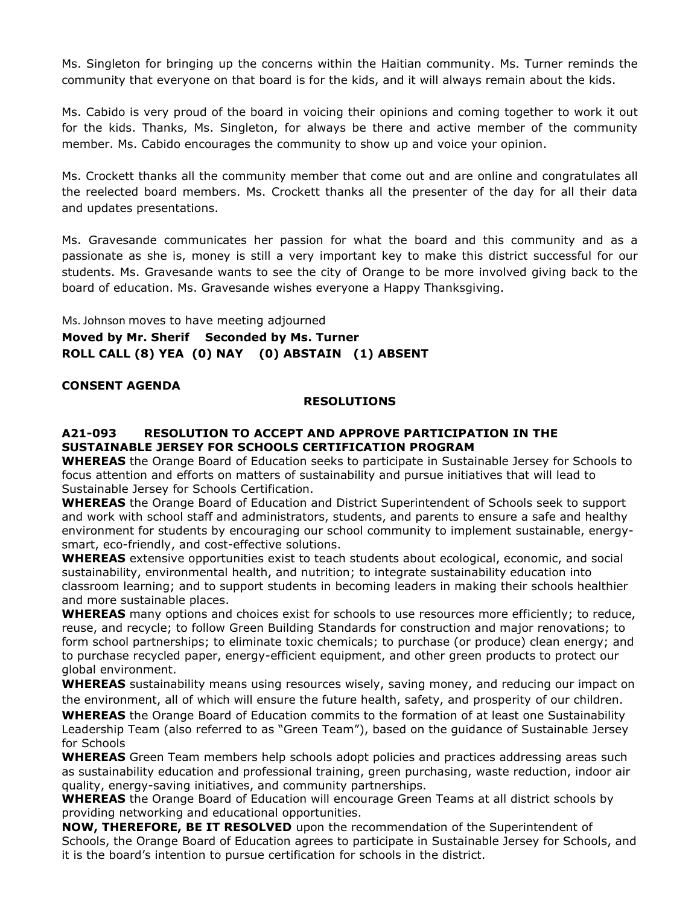Ms. Singleton for bringing up the concerns within the Haitian community. Ms. Turner reminds the community that everyone on that board is for the kids, and it will always remain about the kids.

Ms. Cabido is very proud of the board in voicing their opinions and coming together to work it out for the kids. Thanks, Ms. Singleton, for always be there and active member of the community member. Ms. Cabido encourages the community to show up and voice your opinion.

Ms. Crockett thanks all the community member that come out and are online and congratulates all the reelected board members. Ms. Crockett thanks all the presenter of the day for all their data and updates presentations.

Ms. Gravesande communicates her passion for what the board and this community and as a passionate as she is, money is still a very important key to make this district successful for our students. Ms. Gravesande wants to see the city of Orange to be more involved giving back to the board of education. Ms. Gravesande wishes everyone a Happy Thanksgiving.

Ms. Johnson moves to have meeting adjourned

**Moved by Mr. Sherif  Seconded by Ms. Turner**
**ROLL CALL (8) YEA (0) NAY (0) ABSTAIN (1) ABSENT**

**CONSENT AGENDA**

**RESOLUTIONS**

**A21-093 RESOLUTION TO ACCEPT AND APPROVE PARTICIPATION IN THE SUSTAINABLE JERSEY FOR SCHOOLS CERTIFICATION PROGRAM**

**WHEREAS** the Orange Board of Education seeks to participate in Sustainable Jersey for Schools to focus attention and efforts on matters of sustainability and pursue initiatives that will lead to Sustainable Jersey for Schools Certification.

**WHEREAS** the Orange Board of Education and District Superintendent of Schools seek to support and work with school staff and administrators, students, and parents to ensure a safe and healthy environment for students by encouraging our school community to implement sustainable, energy-smart, eco-friendly, and cost-effective solutions.

**WHEREAS** extensive opportunities exist to teach students about ecological, economic, and social sustainability, environmental health, and nutrition; to integrate sustainability education into classroom learning; and to support students in becoming leaders in making their schools healthier and more sustainable places.

**WHEREAS** many options and choices exist for schools to use resources more efficiently; to reduce, reuse, and recycle; to follow Green Building Standards for construction and major renovations; to form school partnerships; to eliminate toxic chemicals; to purchase (or produce) clean energy; and to purchase recycled paper, energy-efficient equipment, and other green products to protect our global environment.

**WHEREAS** sustainability means using resources wisely, saving money, and reducing our impact on the environment, all of which will ensure the future health, safety, and prosperity of our children.

**WHEREAS** the Orange Board of Education commits to the formation of at least one Sustainability Leadership Team (also referred to as "Green Team"), based on the guidance of Sustainable Jersey for Schools

**WHEREAS** Green Team members help schools adopt policies and practices addressing areas such as sustainability education and professional training, green purchasing, waste reduction, indoor air quality, energy-saving initiatives, and community partnerships.

**WHEREAS** the Orange Board of Education will encourage Green Teams at all district schools by providing networking and educational opportunities.

**NOW, THEREFORE, BE IT RESOLVED** upon the recommendation of the Superintendent of Schools, the Orange Board of Education agrees to participate in Sustainable Jersey for Schools, and it is the board's intention to pursue certification for schools in the district.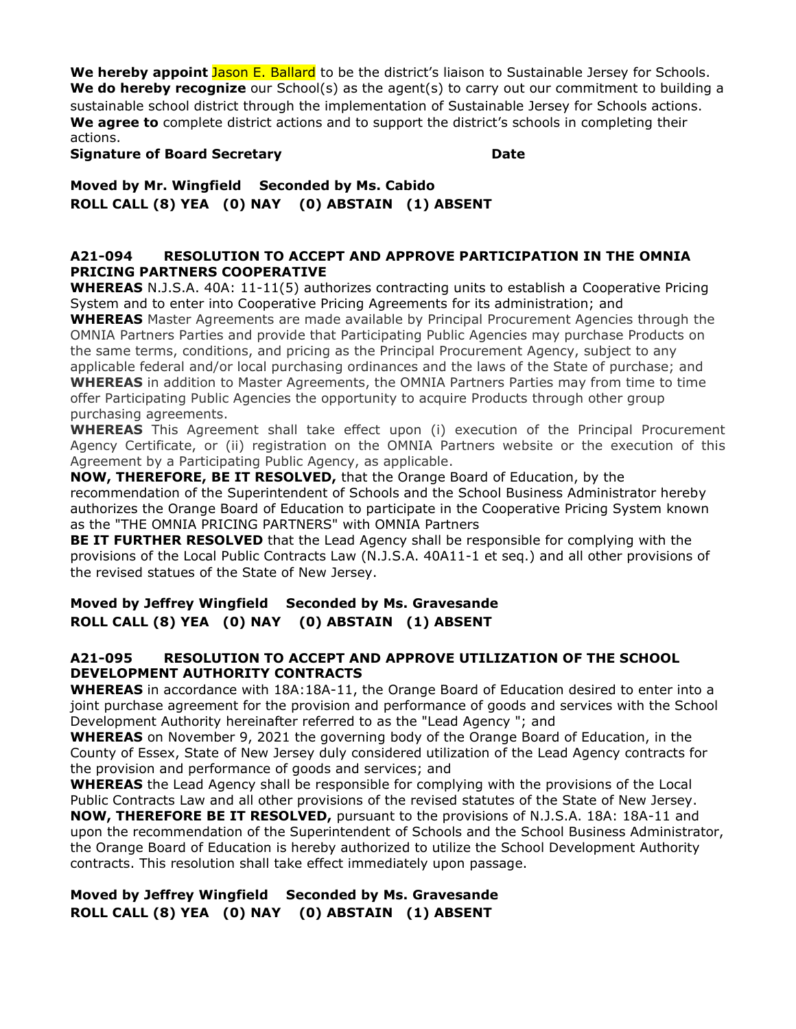**We hereby appoint** Jason E. Ballard to be the district's liaison to Sustainable Jersey for Schools.
**We do hereby recognize** our School(s) as the agent(s) to carry out our commitment to building a sustainable school district through the implementation of Sustainable Jersey for Schools actions.
**We agree to** complete district actions and to support the district's schools in completing their actions.
**Signature of Board Secretary Date**

**Moved by Mr. Wingfield Seconded by Ms. Cabido**
**ROLL CALL (8) YEA (0) NAY (0) ABSTAIN (1) ABSENT**

### A21-094 RESOLUTION TO ACCEPT AND APPROVE PARTICIPATION IN THE OMNIA PRICING PARTNERS COOPERATIVE

**WHEREAS** N.J.S.A. 40A: 11-11(5) authorizes contracting units to establish a Cooperative Pricing System and to enter into Cooperative Pricing Agreements for its administration; and
**WHEREAS** Master Agreements are made available by Principal Procurement Agencies through the OMNIA Partners Parties and provide that Participating Public Agencies may purchase Products on the same terms, conditions, and pricing as the Principal Procurement Agency, subject to any applicable federal and/or local purchasing ordinances and the laws of the State of purchase; and
**WHEREAS** in addition to Master Agreements, the OMNIA Partners Parties may from time to time offer Participating Public Agencies the opportunity to acquire Products through other group purchasing agreements.
**WHEREAS** This Agreement shall take effect upon (i) execution of the Principal Procurement Agency Certificate, or (ii) registration on the OMNIA Partners website or the execution of this Agreement by a Participating Public Agency, as applicable.
**NOW, THEREFORE, BE IT RESOLVED,** that the Orange Board of Education, by the recommendation of the Superintendent of Schools and the School Business Administrator hereby authorizes the Orange Board of Education to participate in the Cooperative Pricing System known as the "THE OMNIA PRICING PARTNERS" with OMNIA Partners
**BE IT FURTHER RESOLVED** that the Lead Agency shall be responsible for complying with the provisions of the Local Public Contracts Law (N.J.S.A. 40A11-1 et seq.) and all other provisions of the revised statues of the State of New Jersey.

**Moved by Jeffrey Wingfield Seconded by Ms. Gravesande**
**ROLL CALL (8) YEA (0) NAY (0) ABSTAIN (1) ABSENT**

### A21-095 RESOLUTION TO ACCEPT AND APPROVE UTILIZATION OF THE SCHOOL DEVELOPMENT AUTHORITY CONTRACTS

**WHEREAS** in accordance with 18A:18A-11, the Orange Board of Education desired to enter into a joint purchase agreement for the provision and performance of goods and services with the School Development Authority hereinafter referred to as the "Lead Agency "; and
**WHEREAS** on November 9, 2021 the governing body of the Orange Board of Education, in the County of Essex, State of New Jersey duly considered utilization of the Lead Agency contracts for the provision and performance of goods and services; and
**WHEREAS** the Lead Agency shall be responsible for complying with the provisions of the Local Public Contracts Law and all other provisions of the revised statutes of the State of New Jersey.
**NOW, THEREFORE BE IT RESOLVED,** pursuant to the provisions of N.J.S.A. 18A: 18A-11 and upon the recommendation of the Superintendent of Schools and the School Business Administrator, the Orange Board of Education is hereby authorized to utilize the School Development Authority contracts. This resolution shall take effect immediately upon passage.

**Moved by Jeffrey Wingfield Seconded by Ms. Gravesande**
**ROLL CALL (8) YEA (0) NAY (0) ABSTAIN (1) ABSENT**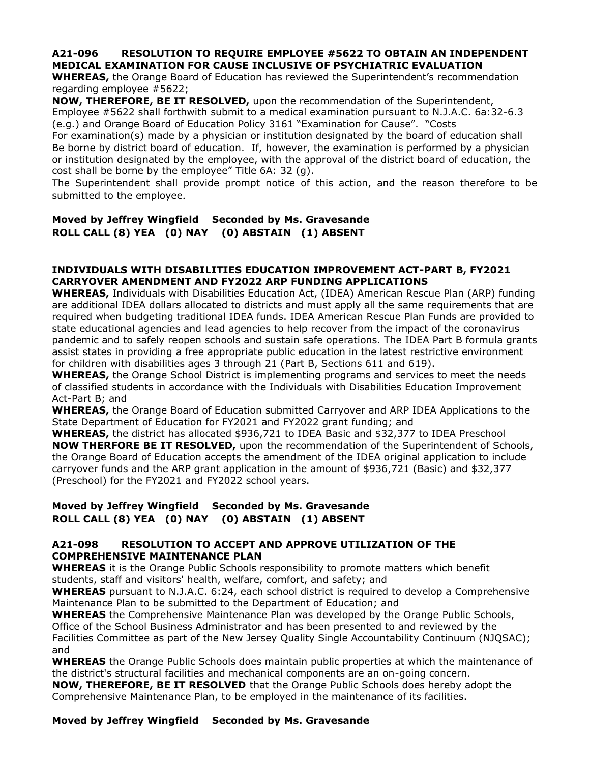**A21-096 RESOLUTION TO REQUIRE EMPLOYEE #5622 TO OBTAIN AN INDEPENDENT MEDICAL EXAMINATION FOR CAUSE INCLUSIVE OF PSYCHIATRIC EVALUATION**

**WHEREAS,** the Orange Board of Education has reviewed the Superintendent's recommendation regarding employee #5622;

**NOW, THEREFORE, BE IT RESOLVED,** upon the recommendation of the Superintendent, Employee #5622 shall forthwith submit to a medical examination pursuant to N.J.A.C. 6a:32-6.3 (e.g.) and Orange Board of Education Policy 3161 "Examination for Cause". "Costs For examination(s) made by a physician or institution designated by the board of education shall Be borne by district board of education. If, however, the examination is performed by a physician or institution designated by the employee, with the approval of the district board of education, the cost shall be borne by the employee" Title 6A: 32 (g).

The Superintendent shall provide prompt notice of this action, and the reason therefore to be submitted to the employee.

**Moved by Jeffrey Wingfield Seconded by Ms. Gravesande**
**ROLL CALL (8) YEA (0) NAY (0) ABSTAIN (1) ABSENT**

**INDIVIDUALS WITH DISABILITIES EDUCATION IMPROVEMENT ACT-PART B, FY2021 CARRYOVER AMENDMENT AND FY2022 ARP FUNDING APPLICATIONS**

**WHEREAS,** Individuals with Disabilities Education Act, (IDEA) American Rescue Plan (ARP) funding are additional IDEA dollars allocated to districts and must apply all the same requirements that are required when budgeting traditional IDEA funds. IDEA American Rescue Plan Funds are provided to state educational agencies and lead agencies to help recover from the impact of the coronavirus pandemic and to safely reopen schools and sustain safe operations. The IDEA Part B formula grants assist states in providing a free appropriate public education in the latest restrictive environment for children with disabilities ages 3 through 21 (Part B, Sections 611 and 619).

**WHEREAS,** the Orange School District is implementing programs and services to meet the needs of classified students in accordance with the Individuals with Disabilities Education Improvement Act-Part B; and

**WHEREAS,** the Orange Board of Education submitted Carryover and ARP IDEA Applications to the State Department of Education for FY2021 and FY2022 grant funding; and

**WHEREAS,** the district has allocated $936,721 to IDEA Basic and $32,377 to IDEA Preschool

**NOW THERFORE BE IT RESOLVED,** upon the recommendation of the Superintendent of Schools, the Orange Board of Education accepts the amendment of the IDEA original application to include carryover funds and the ARP grant application in the amount of $936,721 (Basic) and $32,377 (Preschool) for the FY2021 and FY2022 school years.

**Moved by Jeffrey Wingfield Seconded by Ms. Gravesande**
**ROLL CALL (8) YEA (0) NAY (0) ABSTAIN (1) ABSENT**

**A21-098 RESOLUTION TO ACCEPT AND APPROVE UTILIZATION OF THE COMPREHENSIVE MAINTENANCE PLAN**

**WHEREAS** it is the Orange Public Schools responsibility to promote matters which benefit students, staff and visitors' health, welfare, comfort, and safety; and

**WHEREAS** pursuant to N.J.A.C. 6:24, each school district is required to develop a Comprehensive Maintenance Plan to be submitted to the Department of Education; and

**WHEREAS** the Comprehensive Maintenance Plan was developed by the Orange Public Schools, Office of the School Business Administrator and has been presented to and reviewed by the Facilities Committee as part of the New Jersey Quality Single Accountability Continuum (NJQSAC); and

**WHEREAS** the Orange Public Schools does maintain public properties at which the maintenance of the district's structural facilities and mechanical components are an on-going concern.

**NOW, THEREFORE, BE IT RESOLVED** that the Orange Public Schools does hereby adopt the Comprehensive Maintenance Plan, to be employed in the maintenance of its facilities.

**Moved by Jeffrey Wingfield Seconded by Ms. Gravesande**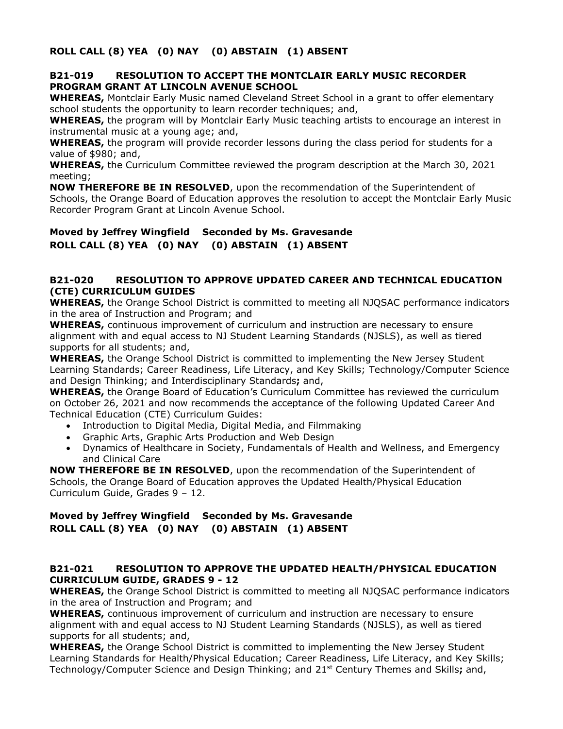**ROLL CALL (8) YEA (0) NAY (0) ABSTAIN (1) ABSENT**

**B21-019 RESOLUTION TO ACCEPT THE MONTCLAIR EARLY MUSIC RECORDER PROGRAM GRANT AT LINCOLN AVENUE SCHOOL**

**WHEREAS,** Montclair Early Music named Cleveland Street School in a grant to offer elementary school students the opportunity to learn recorder techniques; and,

**WHEREAS,** the program will by Montclair Early Music teaching artists to encourage an interest in instrumental music at a young age; and,

**WHEREAS,** the program will provide recorder lessons during the class period for students for a value of $980; and,

**WHEREAS,** the Curriculum Committee reviewed the program description at the March 30, 2021 meeting;

**NOW THEREFORE BE IN RESOLVED**, upon the recommendation of the Superintendent of Schools, the Orange Board of Education approves the resolution to accept the Montclair Early Music Recorder Program Grant at Lincoln Avenue School.

**Moved by Jeffrey Wingfield Seconded by Ms. Gravesande**
**ROLL CALL (8) YEA (0) NAY (0) ABSTAIN (1) ABSENT**

**B21-020 RESOLUTION TO APPROVE UPDATED CAREER AND TECHNICAL EDUCATION (CTE) CURRICULUM GUIDES**

**WHEREAS,** the Orange School District is committed to meeting all NJQSAC performance indicators in the area of Instruction and Program; and

**WHEREAS,** continuous improvement of curriculum and instruction are necessary to ensure alignment with and equal access to NJ Student Learning Standards (NJSLS), as well as tiered supports for all students; and,

**WHEREAS,** the Orange School District is committed to implementing the New Jersey Student Learning Standards; Career Readiness, Life Literacy, and Key Skills; Technology/Computer Science and Design Thinking; and Interdisciplinary Standards**;** and,

**WHEREAS,** the Orange Board of Education's Curriculum Committee has reviewed the curriculum on October 26, 2021 and now recommends the acceptance of the following Updated Career And Technical Education (CTE) Curriculum Guides:

- Introduction to Digital Media, Digital Media, and Filmmaking
- Graphic Arts, Graphic Arts Production and Web Design
- Dynamics of Healthcare in Society, Fundamentals of Health and Wellness, and Emergency and Clinical Care

**NOW THEREFORE BE IN RESOLVED**, upon the recommendation of the Superintendent of Schools, the Orange Board of Education approves the Updated Health/Physical Education Curriculum Guide, Grades 9 – 12.

**Moved by Jeffrey Wingfield Seconded by Ms. Gravesande**
**ROLL CALL (8) YEA (0) NAY (0) ABSTAIN (1) ABSENT**

**B21-021 RESOLUTION TO APPROVE THE UPDATED HEALTH/PHYSICAL EDUCATION CURRICULUM GUIDE, GRADES 9 - 12**

**WHEREAS,** the Orange School District is committed to meeting all NJQSAC performance indicators in the area of Instruction and Program; and

**WHEREAS,** continuous improvement of curriculum and instruction are necessary to ensure alignment with and equal access to NJ Student Learning Standards (NJSLS), as well as tiered supports for all students; and,

**WHEREAS,** the Orange School District is committed to implementing the New Jersey Student Learning Standards for Health/Physical Education; Career Readiness, Life Literacy, and Key Skills; Technology/Computer Science and Design Thinking; and 21st Century Themes and Skills**;** and,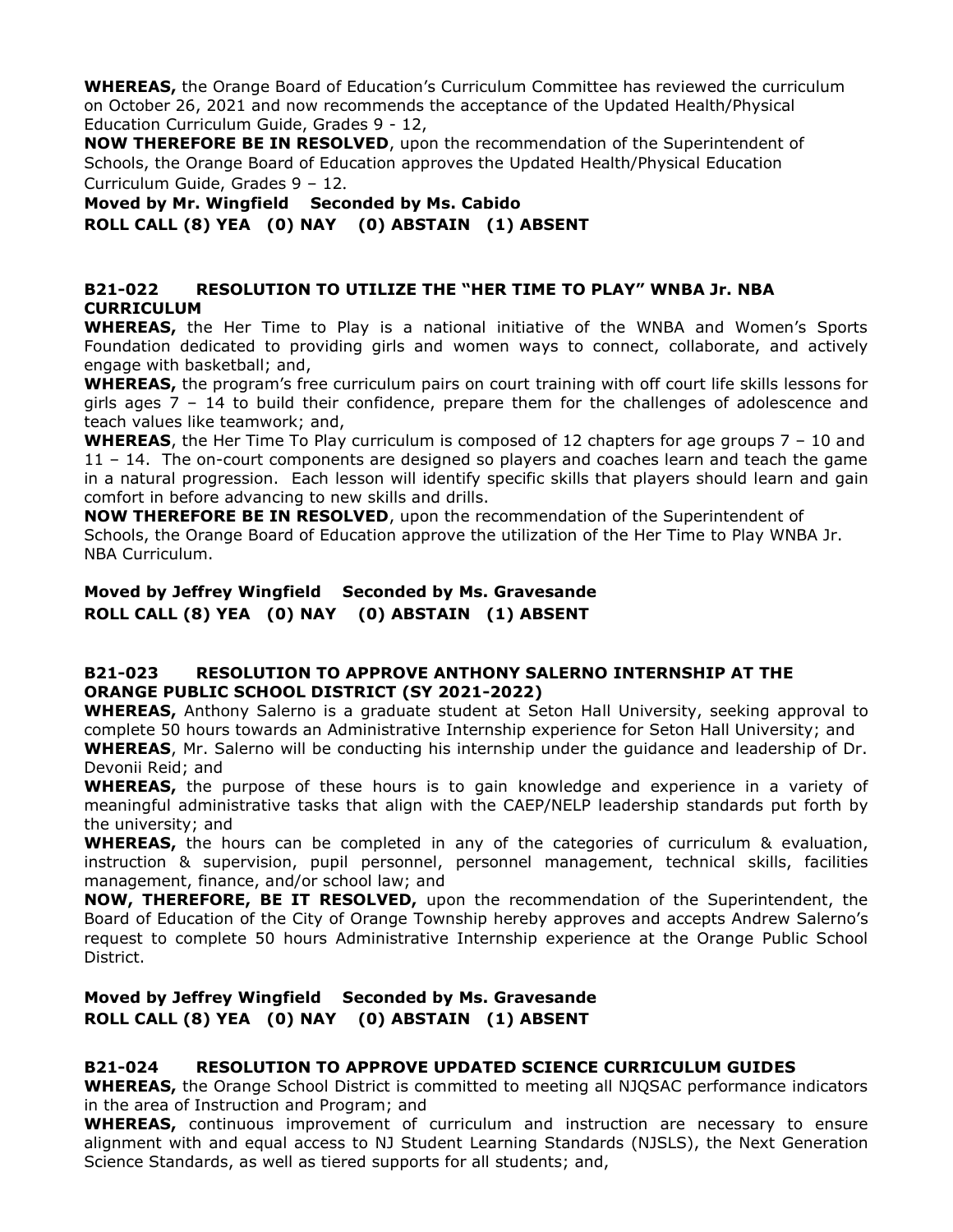**WHEREAS,** the Orange Board of Education's Curriculum Committee has reviewed the curriculum on October 26, 2021 and now recommends the acceptance of the Updated Health/Physical Education Curriculum Guide, Grades 9 - 12,

**NOW THEREFORE BE IN RESOLVED**, upon the recommendation of the Superintendent of Schools, the Orange Board of Education approves the Updated Health/Physical Education Curriculum Guide, Grades 9 – 12.

**Moved by Mr. Wingfield Seconded by Ms. Cabido**
**ROLL CALL (8) YEA (0) NAY (0) ABSTAIN (1) ABSENT**

### B21-022 RESOLUTION TO UTILIZE THE "HER TIME TO PLAY" WNBA Jr. NBA CURRICULUM

**WHEREAS,** the Her Time to Play is a national initiative of the WNBA and Women's Sports Foundation dedicated to providing girls and women ways to connect, collaborate, and actively engage with basketball; and,

**WHEREAS,** the program's free curriculum pairs on court training with off court life skills lessons for girls ages 7 – 14 to build their confidence, prepare them for the challenges of adolescence and teach values like teamwork; and,

**WHEREAS**, the Her Time To Play curriculum is composed of 12 chapters for age groups 7 – 10 and 11 – 14. The on-court components are designed so players and coaches learn and teach the game in a natural progression. Each lesson will identify specific skills that players should learn and gain comfort in before advancing to new skills and drills.

**NOW THEREFORE BE IN RESOLVED**, upon the recommendation of the Superintendent of Schools, the Orange Board of Education approve the utilization of the Her Time to Play WNBA Jr. NBA Curriculum.

**Moved by Jeffrey Wingfield Seconded by Ms. Gravesande**
**ROLL CALL (8) YEA (0) NAY (0) ABSTAIN (1) ABSENT**

### B21-023 RESOLUTION TO APPROVE ANTHONY SALERNO INTERNSHIP AT THE ORANGE PUBLIC SCHOOL DISTRICT (SY 2021-2022)

**WHEREAS,** Anthony Salerno is a graduate student at Seton Hall University, seeking approval to complete 50 hours towards an Administrative Internship experience for Seton Hall University; and

**WHEREAS**, Mr. Salerno will be conducting his internship under the guidance and leadership of Dr. Devonii Reid; and

**WHEREAS,** the purpose of these hours is to gain knowledge and experience in a variety of meaningful administrative tasks that align with the CAEP/NELP leadership standards put forth by the university; and

**WHEREAS,** the hours can be completed in any of the categories of curriculum & evaluation, instruction & supervision, pupil personnel, personnel management, technical skills, facilities management, finance, and/or school law; and

**NOW, THEREFORE, BE IT RESOLVED,** upon the recommendation of the Superintendent, the Board of Education of the City of Orange Township hereby approves and accepts Andrew Salerno's request to complete 50 hours Administrative Internship experience at the Orange Public School District.

**Moved by Jeffrey Wingfield Seconded by Ms. Gravesande**
**ROLL CALL (8) YEA (0) NAY (0) ABSTAIN (1) ABSENT**

### B21-024 RESOLUTION TO APPROVE UPDATED SCIENCE CURRICULUM GUIDES

**WHEREAS,** the Orange School District is committed to meeting all NJQSAC performance indicators in the area of Instruction and Program; and

**WHEREAS,** continuous improvement of curriculum and instruction are necessary to ensure alignment with and equal access to NJ Student Learning Standards (NJSLS), the Next Generation Science Standards, as well as tiered supports for all students; and,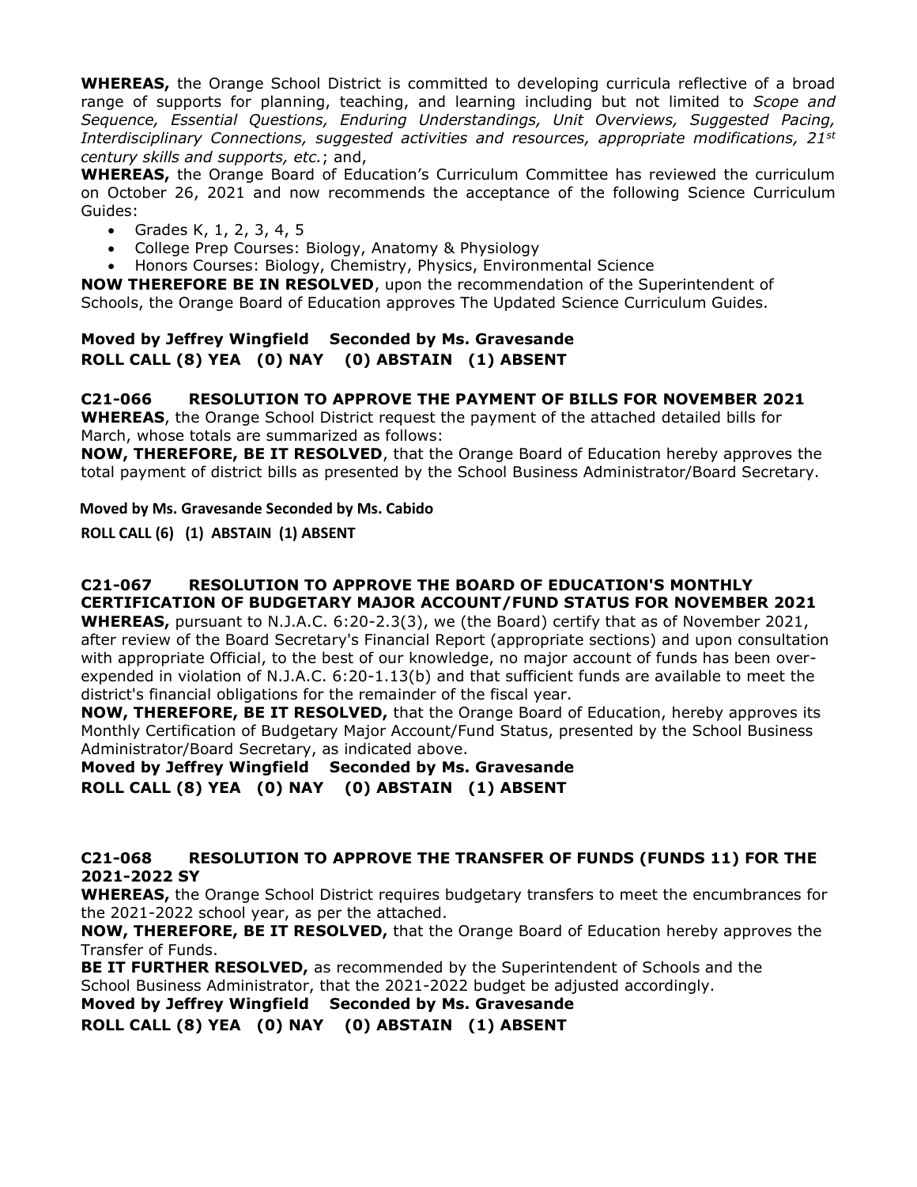**WHEREAS,** the Orange School District is committed to developing curricula reflective of a broad range of supports for planning, teaching, and learning including but not limited to *Scope and Sequence, Essential Questions, Enduring Understandings, Unit Overviews, Suggested Pacing, Interdisciplinary Connections, suggested activities and resources, appropriate modifications, 21st century skills and supports, etc.*; and,

**WHEREAS,** the Orange Board of Education's Curriculum Committee has reviewed the curriculum on October 26, 2021 and now recommends the acceptance of the following Science Curriculum Guides:

- Grades K, 1, 2, 3, 4, 5
- College Prep Courses: Biology, Anatomy & Physiology
- Honors Courses: Biology, Chemistry, Physics, Environmental Science

**NOW THEREFORE BE IN RESOLVED**, upon the recommendation of the Superintendent of Schools, the Orange Board of Education approves The Updated Science Curriculum Guides.

**Moved by Jeffrey Wingfield Seconded by Ms. Gravesande**
**ROLL CALL (8) YEA (0) NAY (0) ABSTAIN (1) ABSENT**

### C21-066 RESOLUTION TO APPROVE THE PAYMENT OF BILLS FOR NOVEMBER 2021

**WHEREAS**, the Orange School District request the payment of the attached detailed bills for March, whose totals are summarized as follows:

**NOW, THEREFORE, BE IT RESOLVED**, that the Orange Board of Education hereby approves the total payment of district bills as presented by the School Business Administrator/Board Secretary.

**Moved by Ms. Gravesande Seconded by Ms. Cabido**

**ROLL CALL (6) (1) ABSTAIN (1) ABSENT**

### C21-067 RESOLUTION TO APPROVE THE BOARD OF EDUCATION'S MONTHLY CERTIFICATION OF BUDGETARY MAJOR ACCOUNT/FUND STATUS FOR NOVEMBER 2021

**WHEREAS,** pursuant to N.J.A.C. 6:20-2.3(3), we (the Board) certify that as of November 2021, after review of the Board Secretary's Financial Report (appropriate sections) and upon consultation with appropriate Official, to the best of our knowledge, no major account of funds has been over-expended in violation of N.J.A.C. 6:20-1.13(b) and that sufficient funds are available to meet the district's financial obligations for the remainder of the fiscal year.

**NOW, THEREFORE, BE IT RESOLVED,** that the Orange Board of Education, hereby approves its Monthly Certification of Budgetary Major Account/Fund Status, presented by the School Business Administrator/Board Secretary, as indicated above.

**Moved by Jeffrey Wingfield Seconded by Ms. Gravesande**
**ROLL CALL (8) YEA (0) NAY (0) ABSTAIN (1) ABSENT**

### C21-068 RESOLUTION TO APPROVE THE TRANSFER OF FUNDS (FUNDS 11) FOR THE 2021-2022 SY

**WHEREAS,** the Orange School District requires budgetary transfers to meet the encumbrances for the 2021-2022 school year, as per the attached.

**NOW, THEREFORE, BE IT RESOLVED,** that the Orange Board of Education hereby approves the Transfer of Funds.

**BE IT FURTHER RESOLVED,** as recommended by the Superintendent of Schools and the School Business Administrator, that the 2021-2022 budget be adjusted accordingly.

**Moved by Jeffrey Wingfield Seconded by Ms. Gravesande**
**ROLL CALL (8) YEA (0) NAY (0) ABSTAIN (1) ABSENT**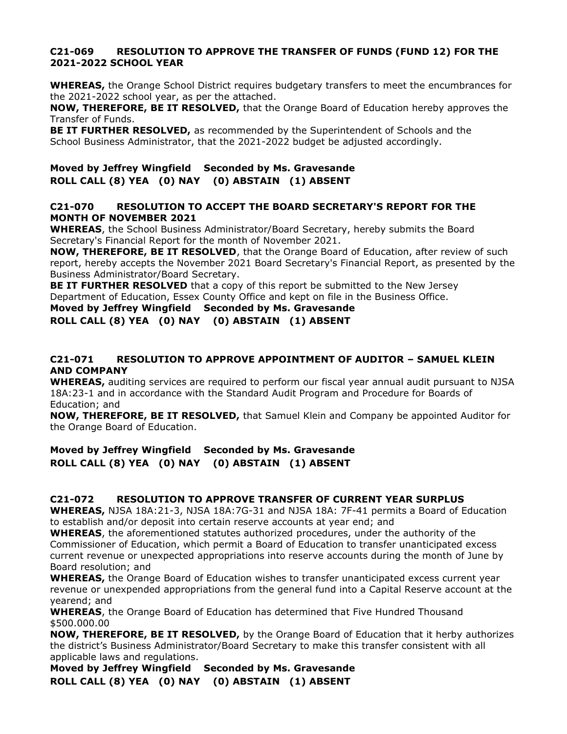**C21-069 RESOLUTION TO APPROVE THE TRANSFER OF FUNDS (FUND 12) FOR THE 2021-2022 SCHOOL YEAR**

**WHEREAS,** the Orange School District requires budgetary transfers to meet the encumbrances for the 2021-2022 school year, as per the attached.
**NOW, THEREFORE, BE IT RESOLVED,** that the Orange Board of Education hereby approves the Transfer of Funds.
**BE IT FURTHER RESOLVED,** as recommended by the Superintendent of Schools and the School Business Administrator, that the 2021-2022 budget be adjusted accordingly.

**Moved by Jeffrey Wingfield Seconded by Ms. Gravesande**
**ROLL CALL (8) YEA (0) NAY (0) ABSTAIN (1) ABSENT**

**C21-070 RESOLUTION TO ACCEPT THE BOARD SECRETARY'S REPORT FOR THE MONTH OF NOVEMBER 2021**

**WHEREAS**, the School Business Administrator/Board Secretary, hereby submits the Board Secretary's Financial Report for the month of November 2021.
**NOW, THEREFORE, BE IT RESOLVED**, that the Orange Board of Education, after review of such report, hereby accepts the November 2021 Board Secretary's Financial Report, as presented by the Business Administrator/Board Secretary.
**BE IT FURTHER RESOLVED** that a copy of this report be submitted to the New Jersey Department of Education, Essex County Office and kept on file in the Business Office.
**Moved by Jeffrey Wingfield Seconded by Ms. Gravesande**
**ROLL CALL (8) YEA (0) NAY (0) ABSTAIN (1) ABSENT**

**C21-071 RESOLUTION TO APPROVE APPOINTMENT OF AUDITOR – SAMUEL KLEIN AND COMPANY**

**WHEREAS,** auditing services are required to perform our fiscal year annual audit pursuant to NJSA 18A:23-1 and in accordance with the Standard Audit Program and Procedure for Boards of Education; and
**NOW, THEREFORE, BE IT RESOLVED,** that Samuel Klein and Company be appointed Auditor for the Orange Board of Education.

**Moved by Jeffrey Wingfield Seconded by Ms. Gravesande**
**ROLL CALL (8) YEA (0) NAY (0) ABSTAIN (1) ABSENT**

**C21-072 RESOLUTION TO APPROVE TRANSFER OF CURRENT YEAR SURPLUS**

**WHEREAS,** NJSA 18A:21-3, NJSA 18A:7G-31 and NJSA 18A: 7F-41 permits a Board of Education to establish and/or deposit into certain reserve accounts at year end; and
**WHEREAS**, the aforementioned statutes authorized procedures, under the authority of the Commissioner of Education, which permit a Board of Education to transfer unanticipated excess current revenue or unexpected appropriations into reserve accounts during the month of June by Board resolution; and
**WHEREAS,** the Orange Board of Education wishes to transfer unanticipated excess current year revenue or unexpended appropriations from the general fund into a Capital Reserve account at the yearend; and
**WHEREAS**, the Orange Board of Education has determined that Five Hundred Thousand $500.000.00
**NOW, THEREFORE, BE IT RESOLVED,** by the Orange Board of Education that it herby authorizes the district's Business Administrator/Board Secretary to make this transfer consistent with all applicable laws and regulations.
**Moved by Jeffrey Wingfield Seconded by Ms. Gravesande**
**ROLL CALL (8) YEA (0) NAY (0) ABSTAIN (1) ABSENT**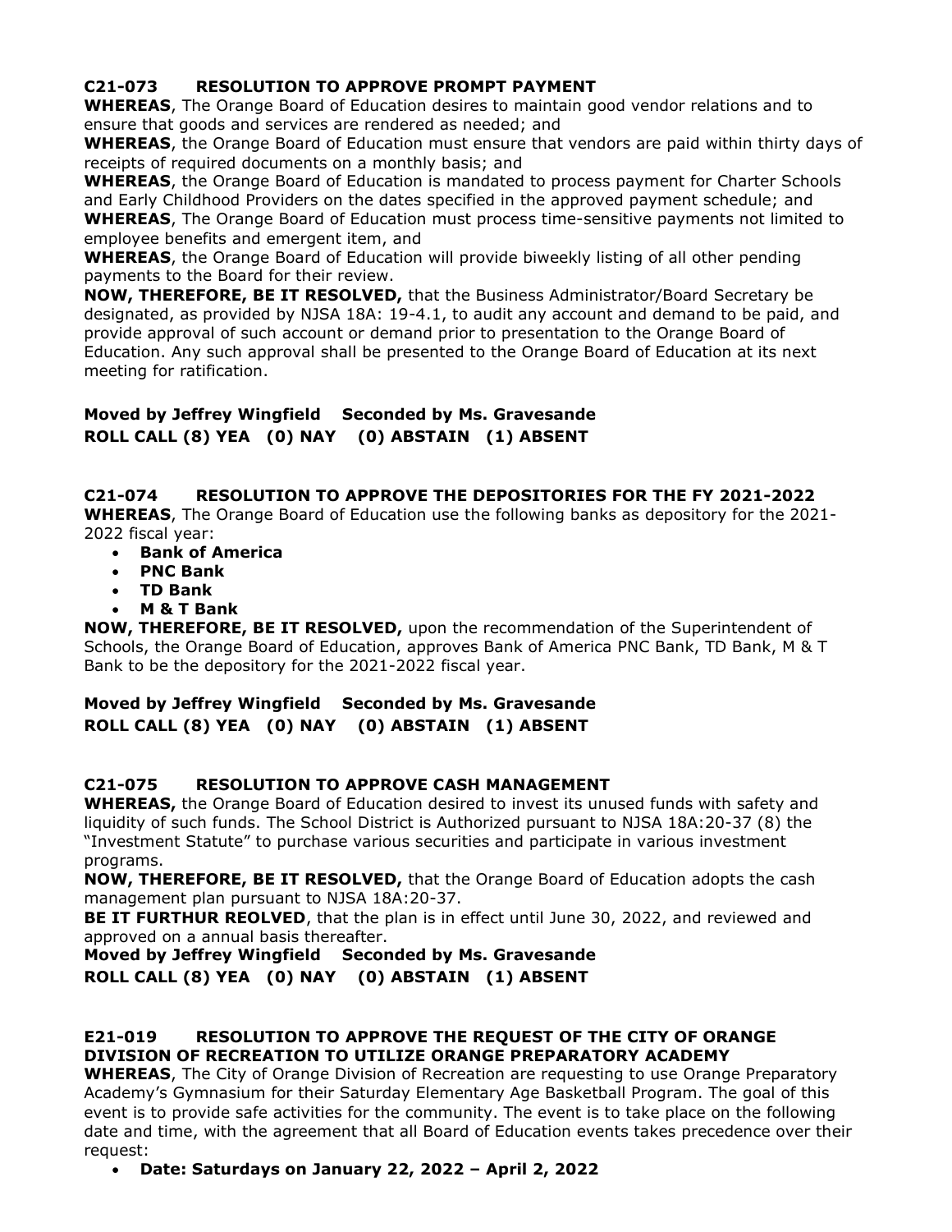**C21-073 RESOLUTION TO APPROVE PROMPT PAYMENT**

**WHEREAS**, The Orange Board of Education desires to maintain good vendor relations and to ensure that goods and services are rendered as needed; and

**WHEREAS**, the Orange Board of Education must ensure that vendors are paid within thirty days of receipts of required documents on a monthly basis; and

**WHEREAS**, the Orange Board of Education is mandated to process payment for Charter Schools and Early Childhood Providers on the dates specified in the approved payment schedule; and

**WHEREAS**, The Orange Board of Education must process time-sensitive payments not limited to employee benefits and emergent item, and

**WHEREAS**, the Orange Board of Education will provide biweekly listing of all other pending payments to the Board for their review.

**NOW, THEREFORE, BE IT RESOLVED,** that the Business Administrator/Board Secretary be designated, as provided by NJSA 18A: 19-4.1, to audit any account and demand to be paid, and provide approval of such account or demand prior to presentation to the Orange Board of Education. Any such approval shall be presented to the Orange Board of Education at its next meeting for ratification.

**Moved by Jeffrey Wingfield Seconded by Ms. Gravesande**
**ROLL CALL (8) YEA (0) NAY (0) ABSTAIN (1) ABSENT**

**C21-074 RESOLUTION TO APPROVE THE DEPOSITORIES FOR THE FY 2021-2022**

**WHEREAS**, The Orange Board of Education use the following banks as depository for the 2021-2022 fiscal year:

- **Bank of America**
- **PNC Bank**
- **TD Bank**
- **M & T Bank**

**NOW, THEREFORE, BE IT RESOLVED,** upon the recommendation of the Superintendent of Schools, the Orange Board of Education, approves Bank of America PNC Bank, TD Bank, M & T Bank to be the depository for the 2021-2022 fiscal year.

**Moved by Jeffrey Wingfield Seconded by Ms. Gravesande**
**ROLL CALL (8) YEA (0) NAY (0) ABSTAIN (1) ABSENT**

**C21-075 RESOLUTION TO APPROVE CASH MANAGEMENT**

**WHEREAS,** the Orange Board of Education desired to invest its unused funds with safety and liquidity of such funds. The School District is Authorized pursuant to NJSA 18A:20-37 (8) the "Investment Statute" to purchase various securities and participate in various investment programs.

**NOW, THEREFORE, BE IT RESOLVED,** that the Orange Board of Education adopts the cash management plan pursuant to NJSA 18A:20-37.

**BE IT FURTHUR REOLVED**, that the plan is in effect until June 30, 2022, and reviewed and approved on a annual basis thereafter.

**Moved by Jeffrey Wingfield Seconded by Ms. Gravesande**
**ROLL CALL (8) YEA (0) NAY (0) ABSTAIN (1) ABSENT**

**E21-019 RESOLUTION TO APPROVE THE REQUEST OF THE CITY OF ORANGE DIVISION OF RECREATION TO UTILIZE ORANGE PREPARATORY ACADEMY**

**WHEREAS**, The City of Orange Division of Recreation are requesting to use Orange Preparatory Academy's Gymnasium for their Saturday Elementary Age Basketball Program. The goal of this event is to provide safe activities for the community. The event is to take place on the following date and time, with the agreement that all Board of Education events takes precedence over their request:

- **Date: Saturdays on January 22, 2022 – April 2, 2022**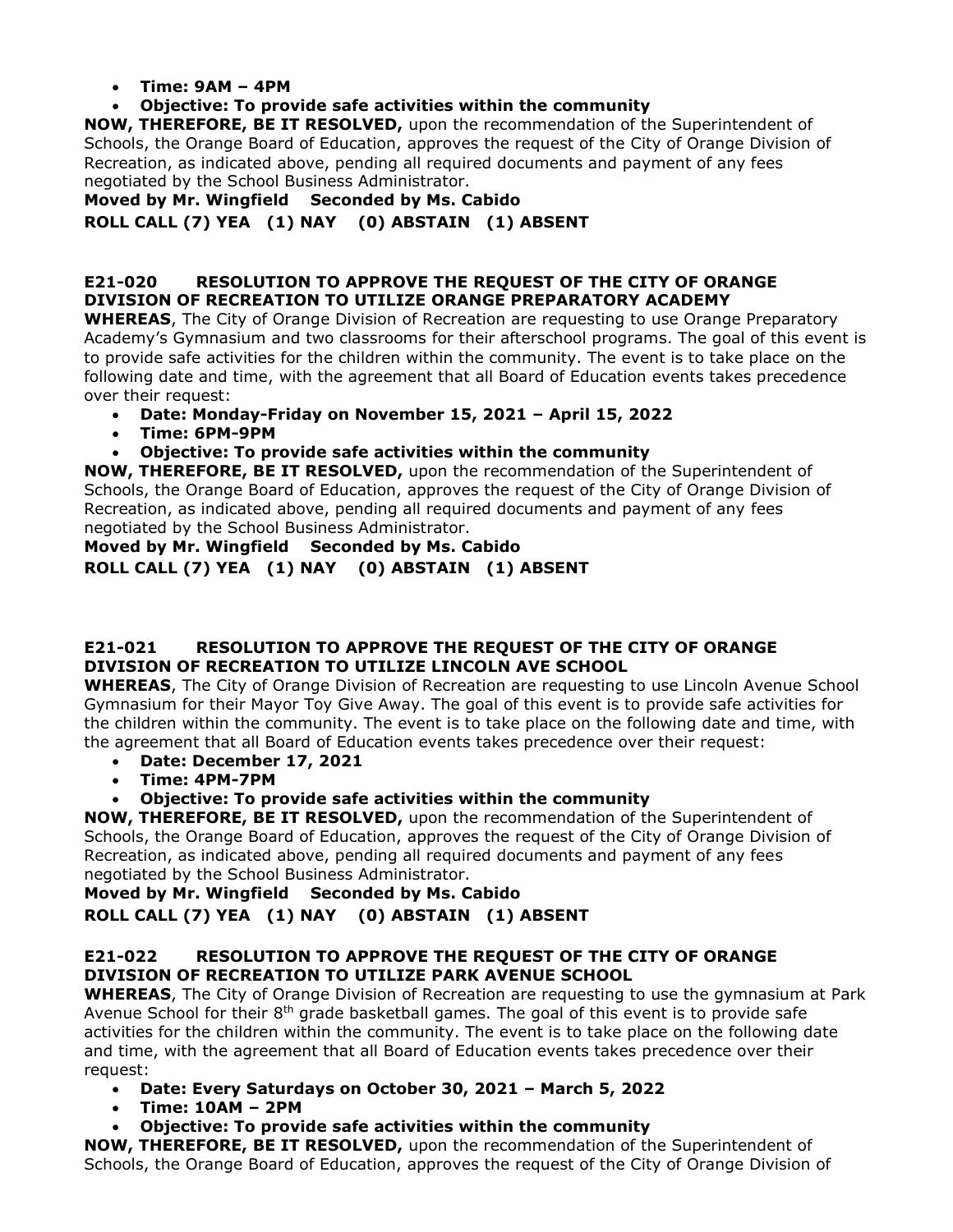- **Time: 9AM – 4PM**
- **Objective: To provide safe activities within the community**

**NOW, THEREFORE, BE IT RESOLVED,** upon the recommendation of the Superintendent of Schools, the Orange Board of Education, approves the request of the City of Orange Division of Recreation, as indicated above, pending all required documents and payment of any fees negotiated by the School Business Administrator.

**Moved by Mr. Wingfield Seconded by Ms. Cabido**

**ROLL CALL (7) YEA (1) NAY (0) ABSTAIN (1) ABSENT**

### E21-020 RESOLUTION TO APPROVE THE REQUEST OF THE CITY OF ORANGE DIVISION OF RECREATION TO UTILIZE ORANGE PREPARATORY ACADEMY

**WHEREAS**, The City of Orange Division of Recreation are requesting to use Orange Preparatory Academy's Gymnasium and two classrooms for their afterschool programs. The goal of this event is to provide safe activities for the children within the community. The event is to take place on the following date and time, with the agreement that all Board of Education events takes precedence over their request:

- **Date: Monday-Friday on November 15, 2021 – April 15, 2022**
- **Time: 6PM-9PM**
- **Objective: To provide safe activities within the community**

**NOW, THEREFORE, BE IT RESOLVED,** upon the recommendation of the Superintendent of Schools, the Orange Board of Education, approves the request of the City of Orange Division of Recreation, as indicated above, pending all required documents and payment of any fees negotiated by the School Business Administrator.

**Moved by Mr. Wingfield Seconded by Ms. Cabido**

**ROLL CALL (7) YEA (1) NAY (0) ABSTAIN (1) ABSENT**

### E21-021 RESOLUTION TO APPROVE THE REQUEST OF THE CITY OF ORANGE DIVISION OF RECREATION TO UTILIZE LINCOLN AVE SCHOOL

**WHEREAS**, The City of Orange Division of Recreation are requesting to use Lincoln Avenue School Gymnasium for their Mayor Toy Give Away. The goal of this event is to provide safe activities for the children within the community. The event is to take place on the following date and time, with the agreement that all Board of Education events takes precedence over their request:

- **Date: December 17, 2021**
- **Time: 4PM-7PM**
- **Objective: To provide safe activities within the community**

**NOW, THEREFORE, BE IT RESOLVED,** upon the recommendation of the Superintendent of Schools, the Orange Board of Education, approves the request of the City of Orange Division of Recreation, as indicated above, pending all required documents and payment of any fees negotiated by the School Business Administrator.

**Moved by Mr. Wingfield Seconded by Ms. Cabido**

**ROLL CALL (7) YEA (1) NAY (0) ABSTAIN (1) ABSENT**

### E21-022 RESOLUTION TO APPROVE THE REQUEST OF THE CITY OF ORANGE DIVISION OF RECREATION TO UTILIZE PARK AVENUE SCHOOL

**WHEREAS**, The City of Orange Division of Recreation are requesting to use the gymnasium at Park Avenue School for their 8th grade basketball games. The goal of this event is to provide safe activities for the children within the community. The event is to take place on the following date and time, with the agreement that all Board of Education events takes precedence over their request:

- **Date: Every Saturdays on October 30, 2021 – March 5, 2022**
- **Time: 10AM – 2PM**
- **Objective: To provide safe activities within the community**

**NOW, THEREFORE, BE IT RESOLVED,** upon the recommendation of the Superintendent of Schools, the Orange Board of Education, approves the request of the City of Orange Division of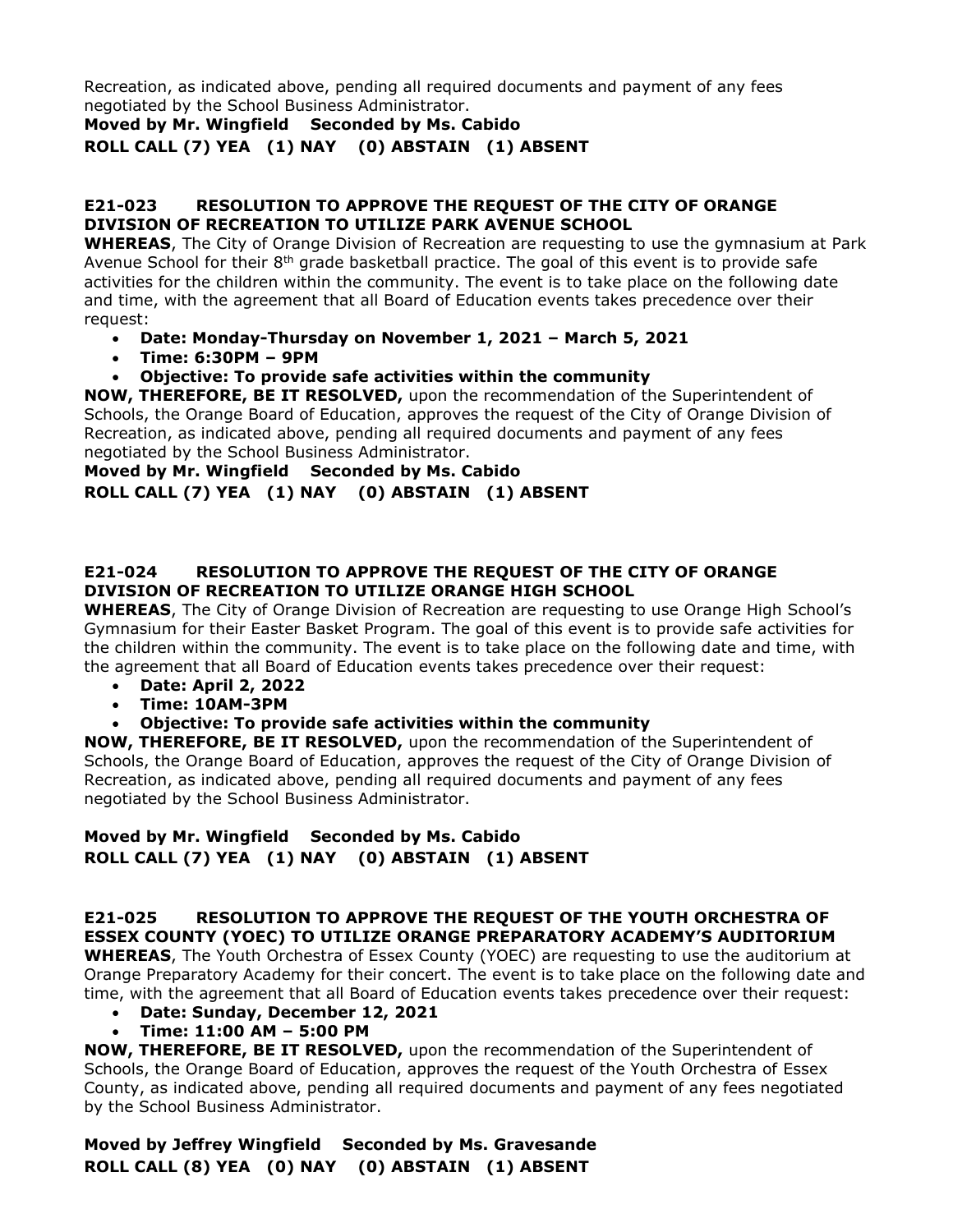Recreation, as indicated above, pending all required documents and payment of any fees negotiated by the School Business Administrator.

**Moved by Mr. Wingfield Seconded by Ms. Cabido**
**ROLL CALL (7) YEA (1) NAY (0) ABSTAIN (1) ABSENT**

**E21-023 RESOLUTION TO APPROVE THE REQUEST OF THE CITY OF ORANGE DIVISION OF RECREATION TO UTILIZE PARK AVENUE SCHOOL**

**WHEREAS**, The City of Orange Division of Recreation are requesting to use the gymnasium at Park Avenue School for their 8th grade basketball practice. The goal of this event is to provide safe activities for the children within the community. The event is to take place on the following date and time, with the agreement that all Board of Education events takes precedence over their request:

- **Date: Monday-Thursday on November 1, 2021 – March 5, 2021**
- **Time: 6:30PM – 9PM**
- **Objective: To provide safe activities within the community**

**NOW, THEREFORE, BE IT RESOLVED,** upon the recommendation of the Superintendent of Schools, the Orange Board of Education, approves the request of the City of Orange Division of Recreation, as indicated above, pending all required documents and payment of any fees negotiated by the School Business Administrator.

**Moved by Mr. Wingfield Seconded by Ms. Cabido**
**ROLL CALL (7) YEA (1) NAY (0) ABSTAIN (1) ABSENT**

**E21-024 RESOLUTION TO APPROVE THE REQUEST OF THE CITY OF ORANGE DIVISION OF RECREATION TO UTILIZE ORANGE HIGH SCHOOL**

**WHEREAS**, The City of Orange Division of Recreation are requesting to use Orange High School's Gymnasium for their Easter Basket Program. The goal of this event is to provide safe activities for the children within the community. The event is to take place on the following date and time, with the agreement that all Board of Education events takes precedence over their request:

- **Date: April 2, 2022**
- **Time: 10AM-3PM**
- **Objective: To provide safe activities within the community**

**NOW, THEREFORE, BE IT RESOLVED,** upon the recommendation of the Superintendent of Schools, the Orange Board of Education, approves the request of the City of Orange Division of Recreation, as indicated above, pending all required documents and payment of any fees negotiated by the School Business Administrator.

**Moved by Mr. Wingfield Seconded by Ms. Cabido**
**ROLL CALL (7) YEA (1) NAY (0) ABSTAIN (1) ABSENT**

**E21-025 RESOLUTION TO APPROVE THE REQUEST OF THE YOUTH ORCHESTRA OF ESSEX COUNTY (YOEC) TO UTILIZE ORANGE PREPARATORY ACADEMY'S AUDITORIUM**

**WHEREAS**, The Youth Orchestra of Essex County (YOEC) are requesting to use the auditorium at Orange Preparatory Academy for their concert. The event is to take place on the following date and time, with the agreement that all Board of Education events takes precedence over their request:

- **Date: Sunday, December 12, 2021**
- **Time: 11:00 AM – 5:00 PM**

**NOW, THEREFORE, BE IT RESOLVED,** upon the recommendation of the Superintendent of Schools, the Orange Board of Education, approves the request of the Youth Orchestra of Essex County, as indicated above, pending all required documents and payment of any fees negotiated by the School Business Administrator.

**Moved by Jeffrey Wingfield Seconded by Ms. Gravesande**
**ROLL CALL (8) YEA (0) NAY (0) ABSTAIN (1) ABSENT**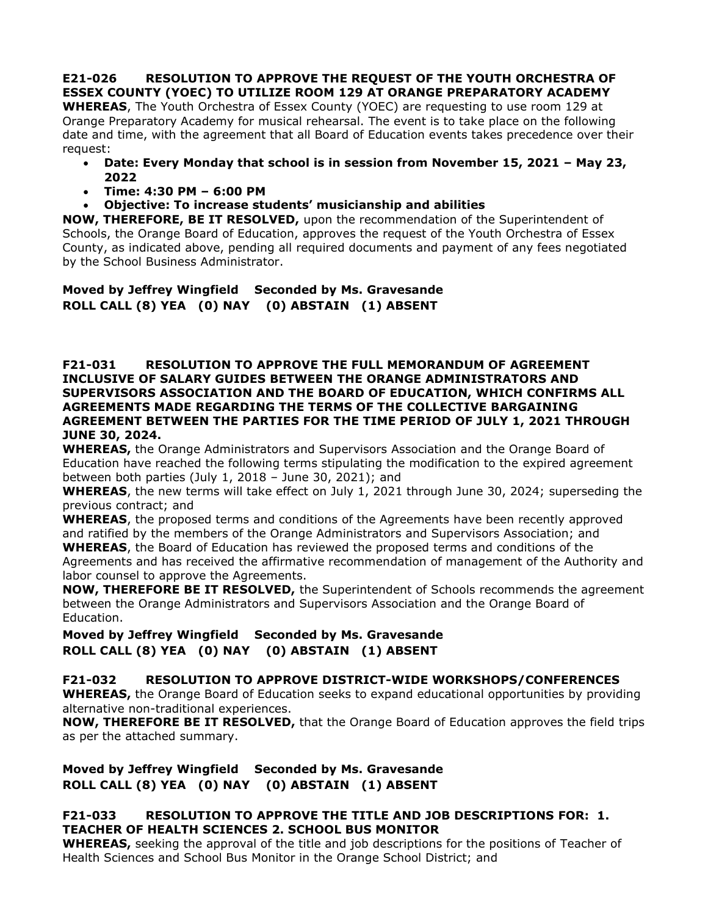**E21-026 RESOLUTION TO APPROVE THE REQUEST OF THE YOUTH ORCHESTRA OF ESSEX COUNTY (YOEC) TO UTILIZE ROOM 129 AT ORANGE PREPARATORY ACADEMY**

**WHEREAS**, The Youth Orchestra of Essex County (YOEC) are requesting to use room 129 at Orange Preparatory Academy for musical rehearsal. The event is to take place on the following date and time, with the agreement that all Board of Education events takes precedence over their request:

- **Date: Every Monday that school is in session from November 15, 2021 – May 23, 2022**
- **Time: 4:30 PM – 6:00 PM**
- **Objective: To increase students' musicianship and abilities**

**NOW, THEREFORE, BE IT RESOLVED,** upon the recommendation of the Superintendent of Schools, the Orange Board of Education, approves the request of the Youth Orchestra of Essex County, as indicated above, pending all required documents and payment of any fees negotiated by the School Business Administrator.

**Moved by Jeffrey Wingfield Seconded by Ms. Gravesande**
**ROLL CALL (8) YEA (0) NAY (0) ABSTAIN (1) ABSENT**

**F21-031 RESOLUTION TO APPROVE THE FULL MEMORANDUM OF AGREEMENT INCLUSIVE OF SALARY GUIDES BETWEEN THE ORANGE ADMINISTRATORS AND SUPERVISORS ASSOCIATION AND THE BOARD OF EDUCATION, WHICH CONFIRMS ALL AGREEMENTS MADE REGARDING THE TERMS OF THE COLLECTIVE BARGAINING AGREEMENT BETWEEN THE PARTIES FOR THE TIME PERIOD OF JULY 1, 2021 THROUGH JUNE 30, 2024.**

**WHEREAS,** the Orange Administrators and Supervisors Association and the Orange Board of Education have reached the following terms stipulating the modification to the expired agreement between both parties (July 1, 2018 – June 30, 2021); and

**WHEREAS**, the new terms will take effect on July 1, 2021 through June 30, 2024; superseding the previous contract; and

**WHEREAS**, the proposed terms and conditions of the Agreements have been recently approved and ratified by the members of the Orange Administrators and Supervisors Association; and

**WHEREAS**, the Board of Education has reviewed the proposed terms and conditions of the Agreements and has received the affirmative recommendation of management of the Authority and labor counsel to approve the Agreements.

**NOW, THEREFORE BE IT RESOLVED,** the Superintendent of Schools recommends the agreement between the Orange Administrators and Supervisors Association and the Orange Board of Education.

**Moved by Jeffrey Wingfield Seconded by Ms. Gravesande**
**ROLL CALL (8) YEA (0) NAY (0) ABSTAIN (1) ABSENT**

**F21-032 RESOLUTION TO APPROVE DISTRICT-WIDE WORKSHOPS/CONFERENCES**

**WHEREAS,** the Orange Board of Education seeks to expand educational opportunities by providing alternative non-traditional experiences.

**NOW, THEREFORE BE IT RESOLVED,** that the Orange Board of Education approves the field trips as per the attached summary.

**Moved by Jeffrey Wingfield Seconded by Ms. Gravesande**
**ROLL CALL (8) YEA (0) NAY (0) ABSTAIN (1) ABSENT**

**F21-033 RESOLUTION TO APPROVE THE TITLE AND JOB DESCRIPTIONS FOR: 1. TEACHER OF HEALTH SCIENCES 2. SCHOOL BUS MONITOR**

**WHEREAS,** seeking the approval of the title and job descriptions for the positions of Teacher of Health Sciences and School Bus Monitor in the Orange School District; and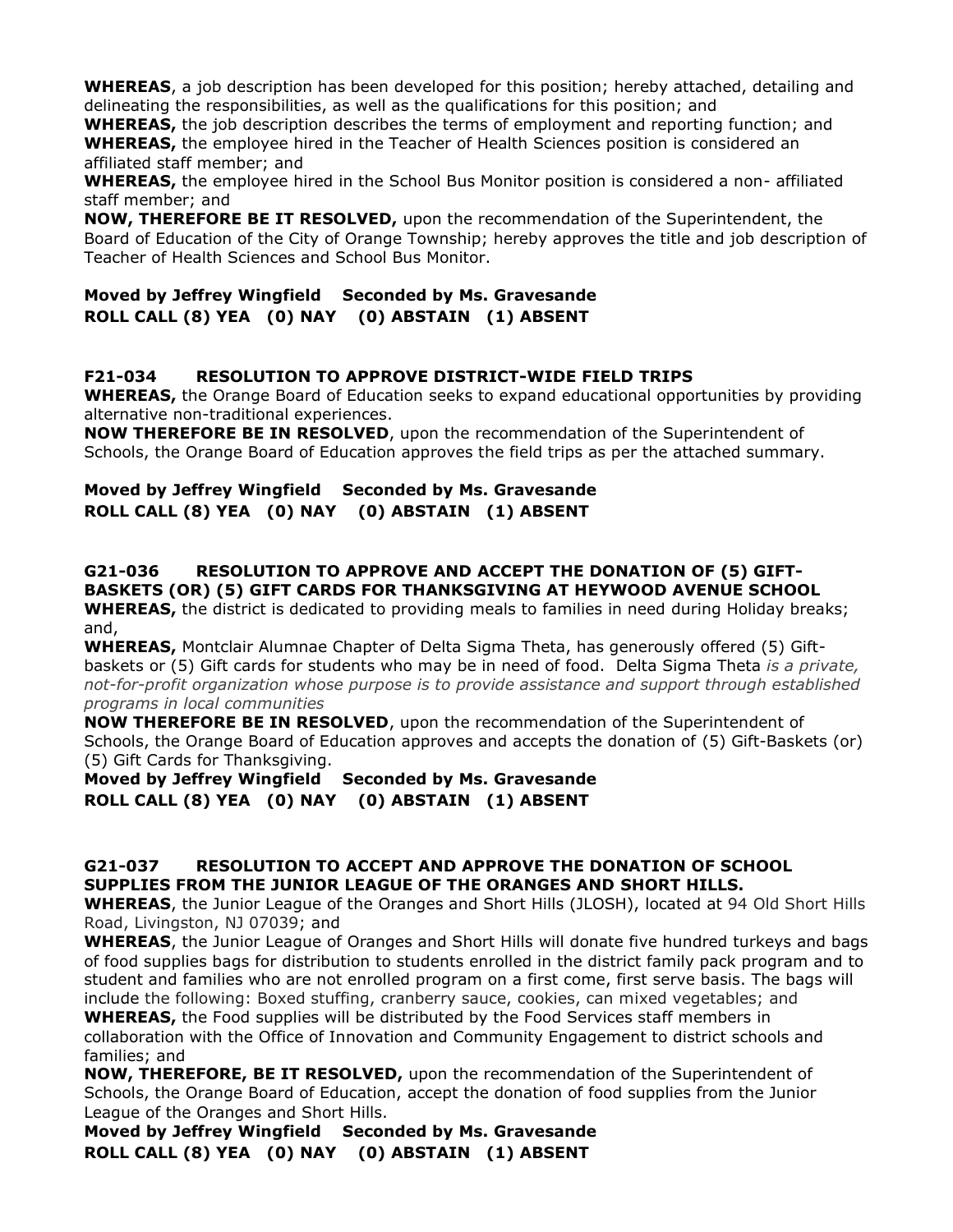**WHEREAS**, a job description has been developed for this position; hereby attached, detailing and delineating the responsibilities, as well as the qualifications for this position; and
**WHEREAS,** the job description describes the terms of employment and reporting function; and
**WHEREAS,** the employee hired in the Teacher of Health Sciences position is considered an affiliated staff member; and
**WHEREAS,** the employee hired in the School Bus Monitor position is considered a non- affiliated staff member; and
**NOW, THEREFORE BE IT RESOLVED,** upon the recommendation of the Superintendent, the Board of Education of the City of Orange Township; hereby approves the title and job description of Teacher of Health Sciences and School Bus Monitor.

**Moved by Jeffrey Wingfield Seconded by Ms. Gravesande**
**ROLL CALL (8) YEA (0) NAY (0) ABSTAIN (1) ABSENT**

### F21-034 RESOLUTION TO APPROVE DISTRICT-WIDE FIELD TRIPS

**WHEREAS,** the Orange Board of Education seeks to expand educational opportunities by providing alternative non-traditional experiences.
**NOW THEREFORE BE IN RESOLVED**, upon the recommendation of the Superintendent of Schools, the Orange Board of Education approves the field trips as per the attached summary.

**Moved by Jeffrey Wingfield Seconded by Ms. Gravesande**
**ROLL CALL (8) YEA (0) NAY (0) ABSTAIN (1) ABSENT**

### G21-036 RESOLUTION TO APPROVE AND ACCEPT THE DONATION OF (5) GIFT-BASKETS (OR) (5) GIFT CARDS FOR THANKSGIVING AT HEYWOOD AVENUE SCHOOL

**WHEREAS,** the district is dedicated to providing meals to families in need during Holiday breaks; and,
**WHEREAS,** Montclair Alumnae Chapter of Delta Sigma Theta, has generously offered (5) Gift-baskets or (5) Gift cards for students who may be in need of food. Delta Sigma Theta *is a private, not-for-profit organization whose purpose is to provide assistance and support through established programs in local communities*
**NOW THEREFORE BE IN RESOLVED**, upon the recommendation of the Superintendent of Schools, the Orange Board of Education approves and accepts the donation of (5) Gift-Baskets (or) (5) Gift Cards for Thanksgiving.
**Moved by Jeffrey Wingfield Seconded by Ms. Gravesande**
**ROLL CALL (8) YEA (0) NAY (0) ABSTAIN (1) ABSENT**

### G21-037 RESOLUTION TO ACCEPT AND APPROVE THE DONATION OF SCHOOL SUPPLIES FROM THE JUNIOR LEAGUE OF THE ORANGES AND SHORT HILLS.

**WHEREAS**, the Junior League of the Oranges and Short Hills (JLOSH), located at 94 Old Short Hills Road, Livingston, NJ 07039; and
**WHEREAS**, the Junior League of Oranges and Short Hills will donate five hundred turkeys and bags of food supplies bags for distribution to students enrolled in the district family pack program and to student and families who are not enrolled program on a first come, first serve basis. The bags will include the following: Boxed stuffing, cranberry sauce, cookies, can mixed vegetables; and
**WHEREAS,** the Food supplies will be distributed by the Food Services staff members in collaboration with the Office of Innovation and Community Engagement to district schools and families; and
**NOW, THEREFORE, BE IT RESOLVED,** upon the recommendation of the Superintendent of Schools, the Orange Board of Education, accept the donation of food supplies from the Junior League of the Oranges and Short Hills.
**Moved by Jeffrey Wingfield Seconded by Ms. Gravesande**
**ROLL CALL (8) YEA (0) NAY (0) ABSTAIN (1) ABSENT**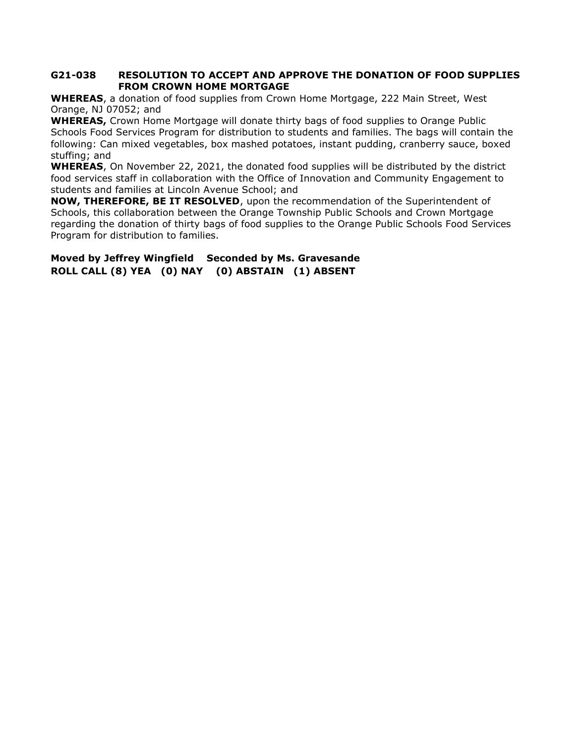**G21-038 RESOLUTION TO ACCEPT AND APPROVE THE DONATION OF FOOD SUPPLIES FROM CROWN HOME MORTGAGE**

**WHEREAS**, a donation of food supplies from Crown Home Mortgage, 222 Main Street, West Orange, NJ 07052; and

**WHEREAS,** Crown Home Mortgage will donate thirty bags of food supplies to Orange Public Schools Food Services Program for distribution to students and families. The bags will contain the following: Can mixed vegetables, box mashed potatoes, instant pudding, cranberry sauce, boxed stuffing; and

**WHEREAS**, On November 22, 2021, the donated food supplies will be distributed by the district food services staff in collaboration with the Office of Innovation and Community Engagement to students and families at Lincoln Avenue School; and

**NOW, THEREFORE, BE IT RESOLVED**, upon the recommendation of the Superintendent of Schools, this collaboration between the Orange Township Public Schools and Crown Mortgage regarding the donation of thirty bags of food supplies to the Orange Public Schools Food Services Program for distribution to families.

**Moved by Jeffrey Wingfield Seconded by Ms. Gravesande**
**ROLL CALL (8) YEA (0) NAY (0) ABSTAIN (1) ABSENT**